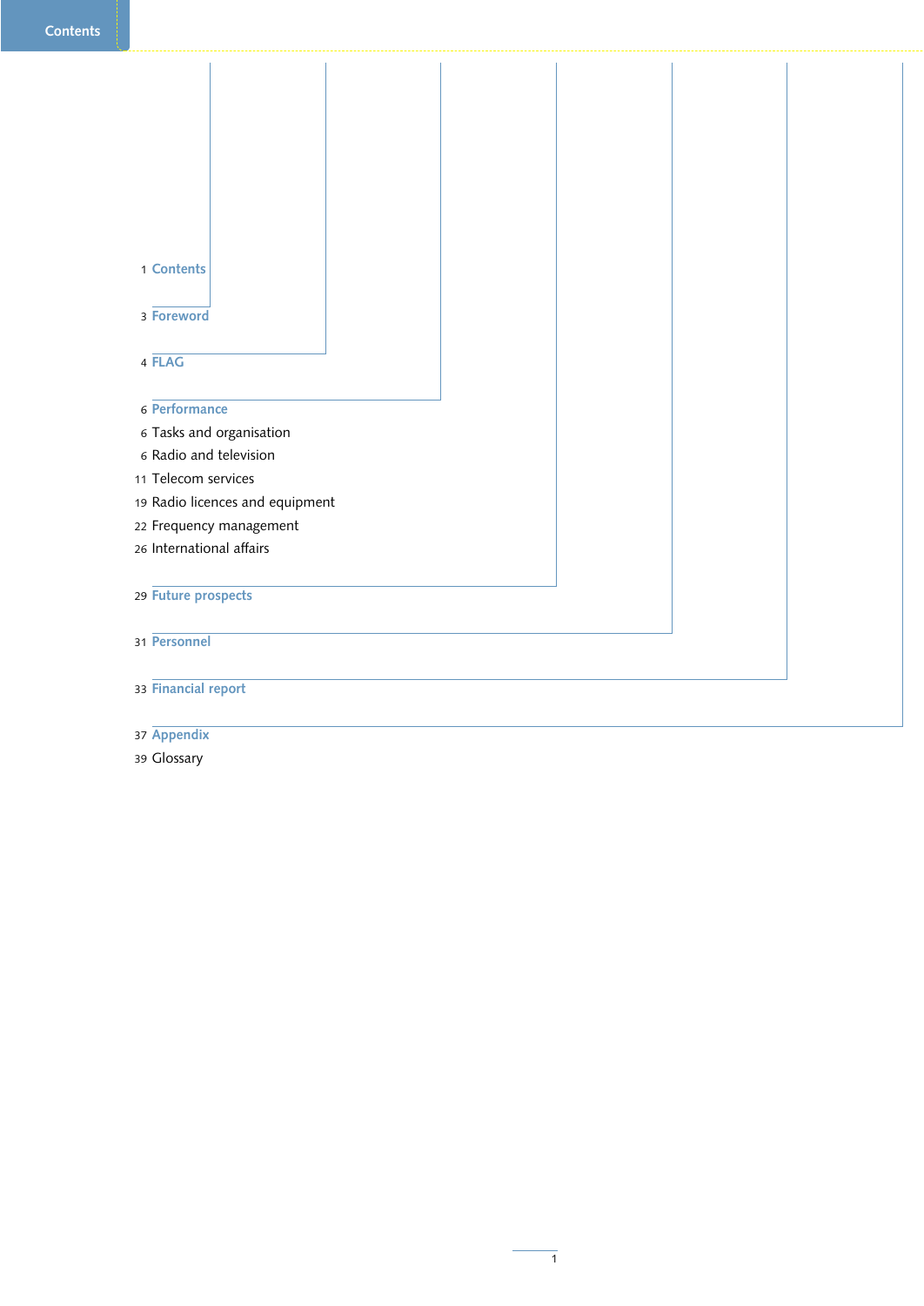# Contents

1 Contents

3 Foreword

4 FLAG

6 Performance

6 Tasks and organisation

6 Radio and television

11 Telecom services

19 Radio licences and equipment

22 Frequency management

26 International affairs

29 Future prospects

31 Personnel

33 Financial report

37 Appendix

39 Glossary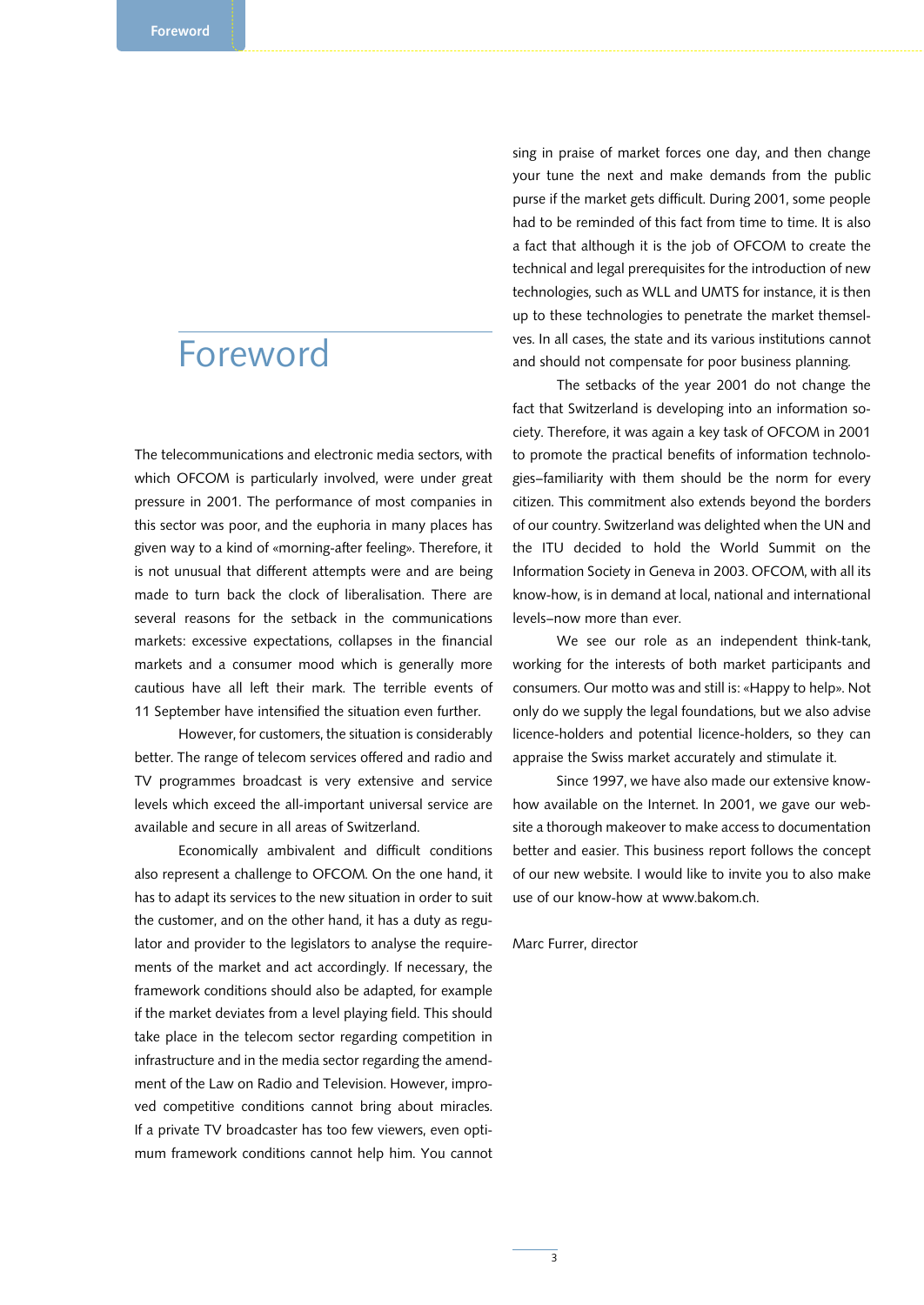# Foreword

The telecommunications and electronic media sectors, with which OFCOM is particularly involved, were under great pressure in 2001. The performance of most companies in this sector was poor, and the euphoria in many places has given way to a kind of «morning-after feeling». Therefore, it is not unusual that different attempts were and are being made to turn back the clock of liberalisation. There are several reasons for the setback in the communications markets: excessive expectations, collapses in the financial markets and a consumer mood which is generally more cautious have all left their mark. The terrible events of 11 September have intensified the situation even further.

However, for customers, the situation is considerably better. The range of telecom services offered and radio and TV programmes broadcast is very extensive and service levels which exceed the all-important universal service are available and secure in all areas of Switzerland.

Economically ambivalent and difficult conditions also represent a challenge to OFCOM. On the one hand, it has to adapt its services to the new situation in order to suit the customer, and on the other hand, it has a duty as regulator and provider to the legislators to analyse the requirements of the market and act accordingly. If necessary, the framework conditions should also be adapted, for example if the market deviates from a level playing field. This should take place in the telecom sector regarding competition in infrastructure and in the media sector regarding the amendment of the Law on Radio and Television. However, improved competitive conditions cannot bring about miracles. If a private TV broadcaster has too few viewers, even optimum framework conditions cannot help him. You cannot sing in praise of market forces one day, and then change your tune the next and make demands from the public purse if the market gets difficult. During 2001, some people had to be reminded of this fact from time to time. It is also a fact that although it is the job of OFCOM to create the technical and legal prerequisites for the introduction of new technologies, such as WLL and UMTS for instance, it is then up to these technologies to penetrate the market themselves. In all cases, the state and its various institutions cannot and should not compensate for poor business planning.

The setbacks of the year 2001 do not change the fact that Switzerland is developing into an information society. Therefore, it was again a key task of OFCOM in 2001 to promote the practical benefits of information technologies–familiarity with them should be the norm for every citizen. This commitment also extends beyond the borders of our country. Switzerland was delighted when the UN and the ITU decided to hold the World Summit on the Information Society in Geneva in 2003. OFCOM, with all its know-how, is in demand at local, national and international levels–now more than ever.

We see our role as an independent think-tank, working for the interests of both market participants and consumers. Our motto was and still is: «Happy to help». Not only do we supply the legal foundations, but we also advise licence-holders and potential licence-holders, so they can appraise the Swiss market accurately and stimulate it.

Since 1997, we have also made our extensive know-how available on the Internet. In 2001, we gave our website a thorough makeover to make access to documentation better and easier. This business report follows the concept of our new website. I would like to invite you to also make use of our know-how at www.bakom.ch.

Marc Furrer, director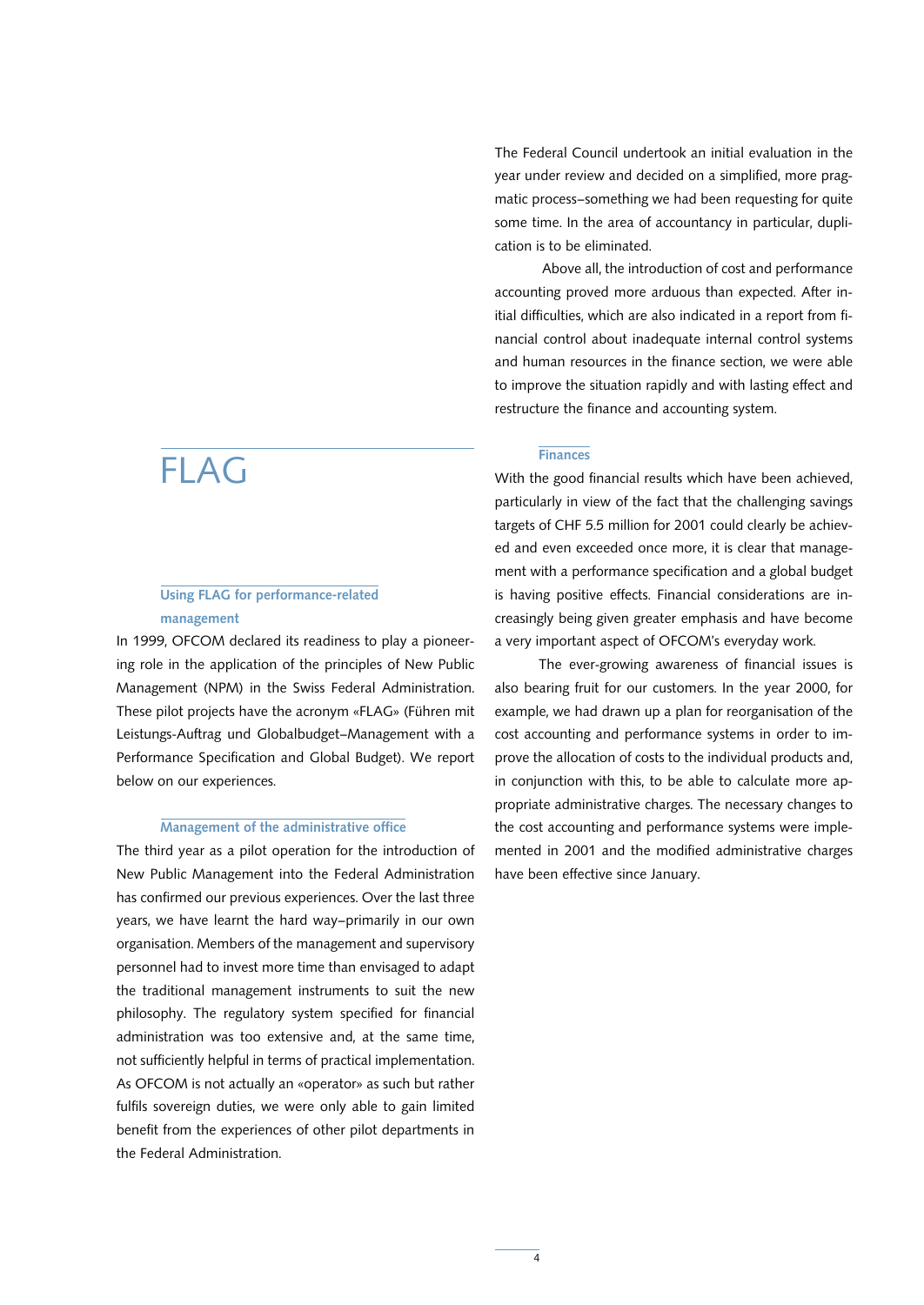# FLAG

### Using FLAG for performance-related management

In 1999, OFCOM declared its readiness to play a pioneering role in the application of the principles of New Public Management (NPM) in the Swiss Federal Administration. These pilot projects have the acronym «FLAG» (Führen mit Leistungs-Auftrag und Globalbudget–Management with a Performance Specification and Global Budget). We report below on our experiences.

### Management of the administrative office

The third year as a pilot operation for the introduction of New Public Management into the Federal Administration has confirmed our previous experiences. Over the last three years, we have learnt the hard way–primarily in our own organisation. Members of the management and supervisory personnel had to invest more time than envisaged to adapt the traditional management instruments to suit the new philosophy. The regulatory system specified for financial administration was too extensive and, at the same time, not sufficiently helpful in terms of practical implementation. As OFCOM is not actually an «operator» as such but rather fulfils sovereign duties, we were only able to gain limited benefit from the experiences of other pilot departments in the Federal Administration.

The Federal Council undertook an initial evaluation in the year under review and decided on a simplified, more pragmatic process–something we had been requesting for quite some time. In the area of accountancy in particular, duplication is to be eliminated.

Above all, the introduction of cost and performance accounting proved more arduous than expected. After initial difficulties, which are also indicated in a report from financial control about inadequate internal control systems and human resources in the finance section, we were able to improve the situation rapidly and with lasting effect and restructure the finance and accounting system.

### Finances

With the good financial results which have been achieved, particularly in view of the fact that the challenging savings targets of CHF 5.5 million for 2001 could clearly be achieved and even exceeded once more, it is clear that management with a performance specification and a global budget is having positive effects. Financial considerations are increasingly being given greater emphasis and have become a very important aspect of OFCOM's everyday work.

The ever-growing awareness of financial issues is also bearing fruit for our customers. In the year 2000, for example, we had drawn up a plan for reorganisation of the cost accounting and performance systems in order to improve the allocation of costs to the individual products and, in conjunction with this, to be able to calculate more appropriate administrative charges. The necessary changes to the cost accounting and performance systems were implemented in 2001 and the modified administrative charges have been effective since January.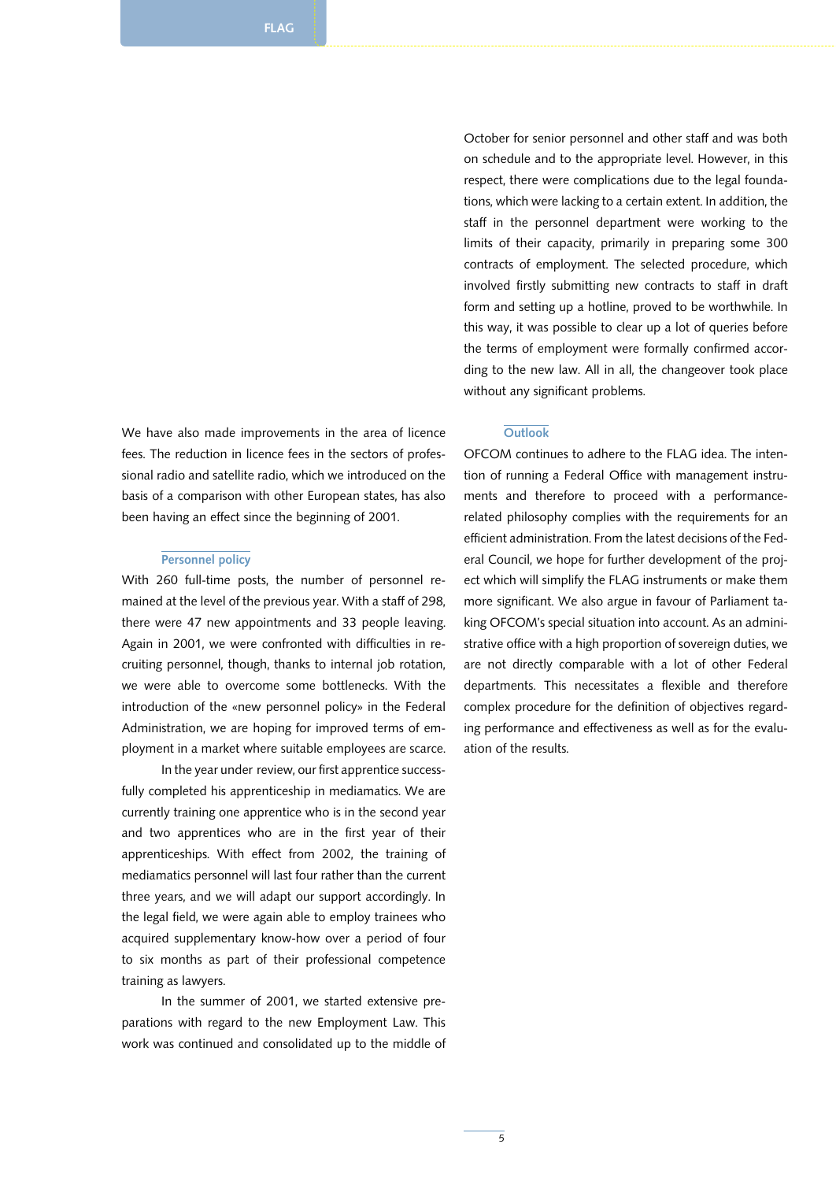We have also made improvements in the area of licence fees. The reduction in licence fees in the sectors of professional radio and satellite radio, which we introduced on the basis of a comparison with other European states, has also been having an effect since the beginning of 2001.

## Personnel policy

With 260 full-time posts, the number of personnel remained at the level of the previous year. With a staff of 298, there were 47 new appointments and 33 people leaving. Again in 2001, we were confronted with difficulties in recruiting personnel, though, thanks to internal job rotation, we were able to overcome some bottlenecks. With the introduction of the «new personnel policy» in the Federal Administration, we are hoping for improved terms of employment in a market where suitable employees are scarce.

In the year under review, our first apprentice successfully completed his apprenticeship in mediamatics. We are currently training one apprentice who is in the second year and two apprentices who are in the first year of their apprenticeships. With effect from 2002, the training of mediamatics personnel will last four rather than the current three years, and we will adapt our support accordingly. In the legal field, we were again able to employ trainees who acquired supplementary know-how over a period of four to six months as part of their professional competence training as lawyers.

In the summer of 2001, we started extensive preparations with regard to the new Employment Law. This work was continued and consolidated up to the middle of October for senior personnel and other staff and was both on schedule and to the appropriate level. However, in this respect, there were complications due to the legal foundations, which were lacking to a certain extent. In addition, the staff in the personnel department were working to the limits of their capacity, primarily in preparing some 300 contracts of employment. The selected procedure, which involved firstly submitting new contracts to staff in draft form and setting up a hotline, proved to be worthwhile. In this way, it was possible to clear up a lot of queries before the terms of employment were formally confirmed according to the new law. All in all, the changeover took place without any significant problems.

## Outlook

OFCOM continues to adhere to the FLAG idea. The intention of running a Federal Office with management instruments and therefore to proceed with a performance-related philosophy complies with the requirements for an efficient administration. From the latest decisions of the Federal Council, we hope for further development of the project which will simplify the FLAG instruments or make them more significant. We also argue in favour of Parliament taking OFCOM's special situation into account. As an administrative office with a high proportion of sovereign duties, we are not directly comparable with a lot of other Federal departments. This necessitates a flexible and therefore complex procedure for the definition of objectives regarding performance and effectiveness as well as for the evaluation of the results.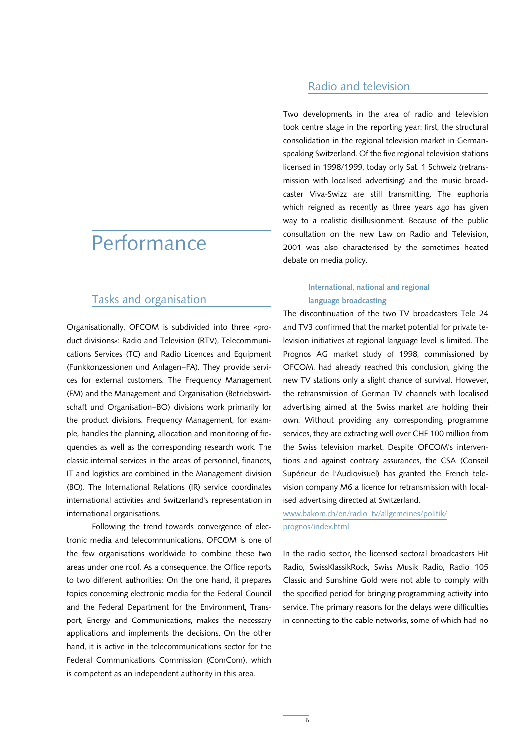# Performance

## Tasks and organisation

Organisationally, OFCOM is subdivided into three «product divisions»: Radio and Television (RTV), Telecommunications Services (TC) and Radio Licences and Equipment (Funkkonzessionen und Anlagen–FA). They provide services for external customers. The Frequency Management (FM) and the Management and Organisation (Betriebswirtschaft und Organisation–BO) divisions work primarily for the product divisions. Frequency Management, for example, handles the planning, allocation and monitoring of frequencies as well as the corresponding research work. The classic internal services in the areas of personnel, finances, IT and logistics are combined in the Management division (BO). The International Relations (IR) service coordinates international activities and Switzerland's representation in international organisations.

Following the trend towards convergence of electronic media and telecommunications, OFCOM is one of the few organisations worldwide to combine these two areas under one roof. As a consequence, the Office reports to two different authorities: On the one hand, it prepares topics concerning electronic media for the Federal Council and the Federal Department for the Environment, Transport, Energy and Communications, makes the necessary applications and implements the decisions. On the other hand, it is active in the telecommunications sector for the Federal Communications Commission (ComCom), which is competent as an independent authority in this area.

## Radio and television

Two developments in the area of radio and television took centre stage in the reporting year: first, the structural consolidation in the regional television market in German-speaking Switzerland. Of the five regional television stations licensed in 1998/1999, today only Sat. 1 Schweiz (retransmission with localised advertising) and the music broadcaster Viva-Swizz are still transmitting. The euphoria which reigned as recently as three years ago has given way to a realistic disillusionment. Because of the public consultation on the new Law on Radio and Television, 2001 was also characterised by the sometimes heated debate on media policy.

### International, national and regional language broadcasting

The discontinuation of the two TV broadcasters Tele 24 and TV3 confirmed that the market potential for private television initiatives at regional language level is limited. The Prognos AG market study of 1998, commissioned by OFCOM, had already reached this conclusion, giving the new TV stations only a slight chance of survival. However, the retransmission of German TV channels with localised advertising aimed at the Swiss market are holding their own. Without providing any corresponding programme services, they are extracting well over CHF 100 million from the Swiss television market. Despite OFCOM's interventions and against contrary assurances, the CSA (Conseil Supérieur de l'Audiovisuel) has granted the French television company M6 a licence for retransmission with localised advertising directed at Switzerland.

www.bakom.ch/en/radio_tv/allgemeines/politik/prognos/index.html

In the radio sector, the licensed sectoral broadcasters Hit Radio, SwissKlassikRock, Swiss Musik Radio, Radio 105 Classic and Sunshine Gold were not able to comply with the specified period for bringing programming activity into service. The primary reasons for the delays were difficulties in connecting to the cable networks, some of which had no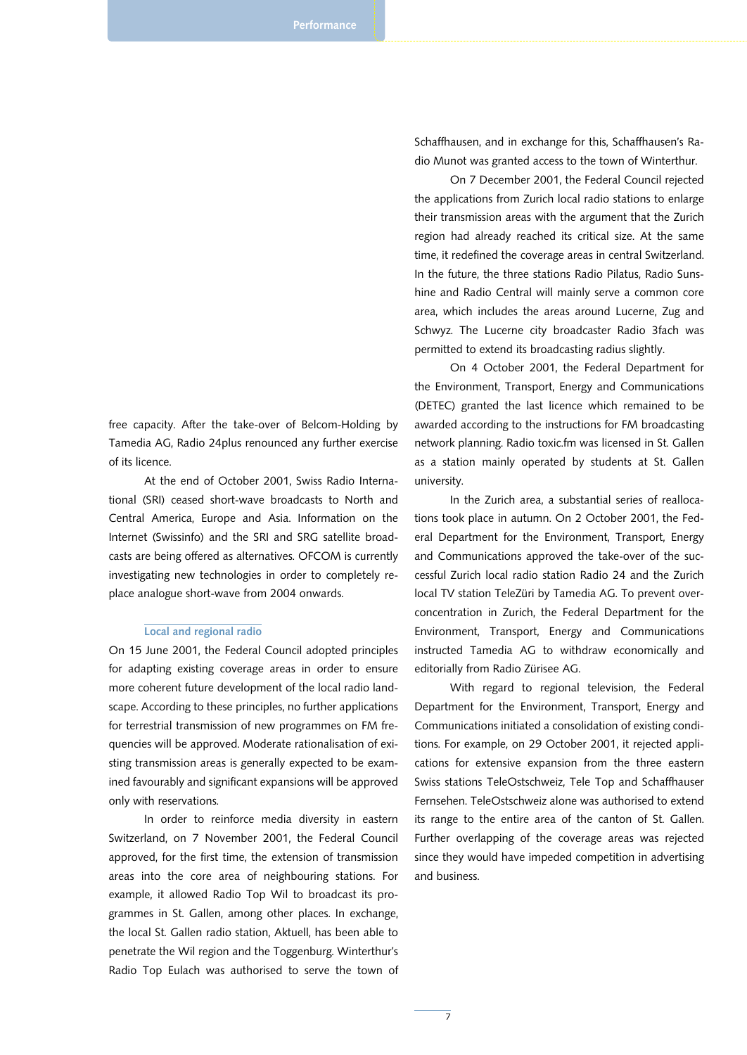free capacity. After the take-over of Belcom-Holding by Tamedia AG, Radio 24plus renounced any further exercise of its licence.

At the end of October 2001, Swiss Radio International (SRI) ceased short-wave broadcasts to North and Central America, Europe and Asia. Information on the Internet (Swissinfo) and the SRI and SRG satellite broadcasts are being offered as alternatives. OFCOM is currently investigating new technologies in order to completely replace analogue short-wave from 2004 onwards.

### Local and regional radio

On 15 June 2001, the Federal Council adopted principles for adapting existing coverage areas in order to ensure more coherent future development of the local radio landscape. According to these principles, no further applications for terrestrial transmission of new programmes on FM frequencies will be approved. Moderate rationalisation of existing transmission areas is generally expected to be examined favourably and significant expansions will be approved only with reservations.

In order to reinforce media diversity in eastern Switzerland, on 7 November 2001, the Federal Council approved, for the first time, the extension of transmission areas into the core area of neighbouring stations. For example, it allowed Radio Top Wil to broadcast its programmes in St. Gallen, among other places. In exchange, the local St. Gallen radio station, Aktuell, has been able to penetrate the Wil region and the Toggenburg. Winterthur's Radio Top Eulach was authorised to serve the town of Schaffhausen, and in exchange for this, Schaffhausen's Radio Munot was granted access to the town of Winterthur.

On 7 December 2001, the Federal Council rejected the applications from Zurich local radio stations to enlarge their transmission areas with the argument that the Zurich region had already reached its critical size. At the same time, it redefined the coverage areas in central Switzerland. In the future, the three stations Radio Pilatus, Radio Sunshine and Radio Central will mainly serve a common core area, which includes the areas around Lucerne, Zug and Schwyz. The Lucerne city broadcaster Radio 3fach was permitted to extend its broadcasting radius slightly.

On 4 October 2001, the Federal Department for the Environment, Transport, Energy and Communications (DETEC) granted the last licence which remained to be awarded according to the instructions for FM broadcasting network planning. Radio toxic.fm was licensed in St. Gallen as a station mainly operated by students at St. Gallen university.

In the Zurich area, a substantial series of reallocations took place in autumn. On 2 October 2001, the Federal Department for the Environment, Transport, Energy and Communications approved the take-over of the successful Zurich local radio station Radio 24 and the Zurich local TV station TeleZüri by Tamedia AG. To prevent overconcentration in Zurich, the Federal Department for the Environment, Transport, Energy and Communications instructed Tamedia AG to withdraw economically and editorially from Radio Zürisee AG.

With regard to regional television, the Federal Department for the Environment, Transport, Energy and Communications initiated a consolidation of existing conditions. For example, on 29 October 2001, it rejected applications for extensive expansion from the three eastern Swiss stations TeleOstschweiz, Tele Top and Schaffhauser Fernsehen. TeleOstschweiz alone was authorised to extend its range to the entire area of the canton of St. Gallen. Further overlapping of the coverage areas was rejected since they would have impeded competition in advertising and business.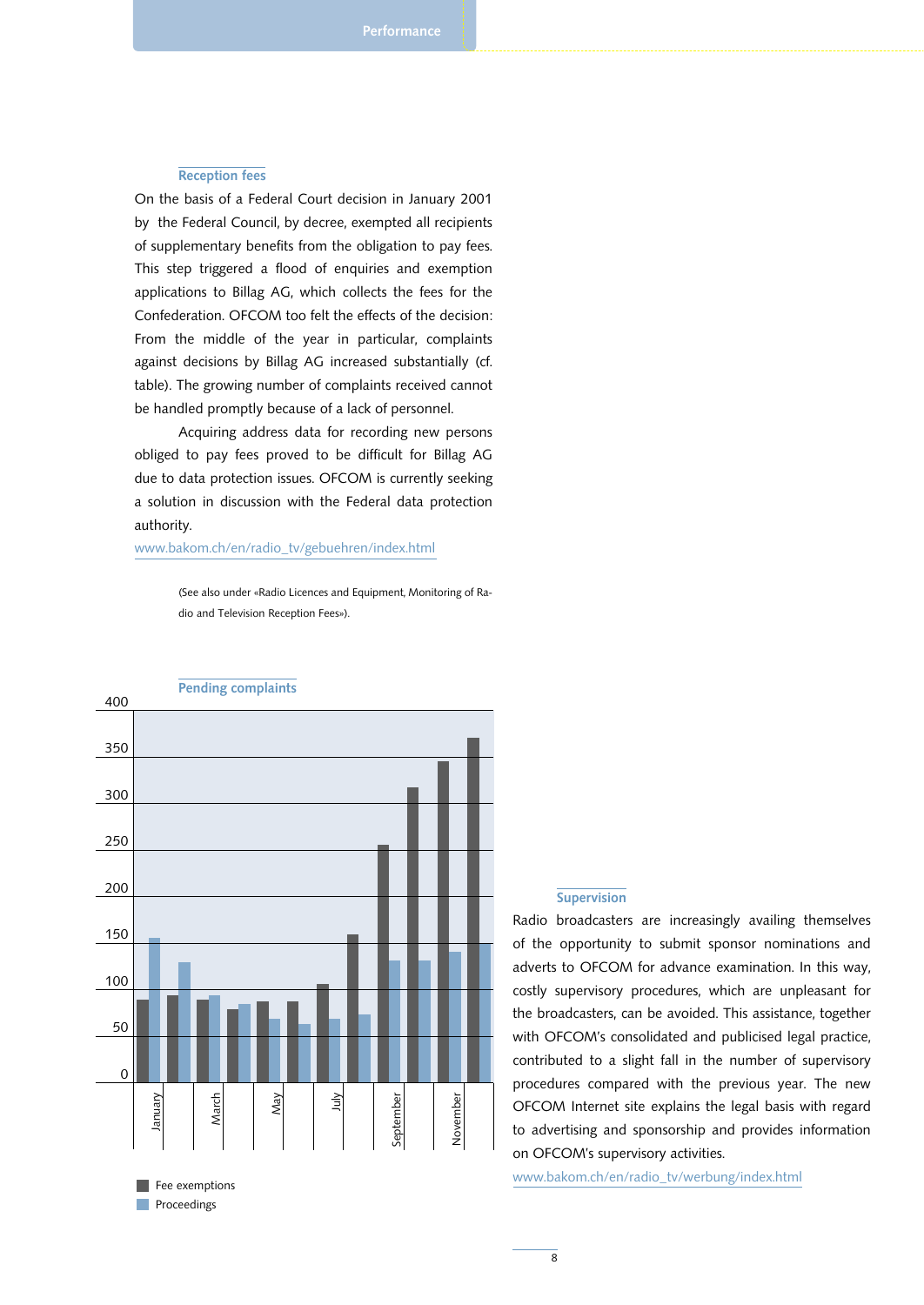### Reception fees

On the basis of a Federal Court decision in January 2001 by the Federal Council, by decree, exempted all recipients of supplementary benefits from the obligation to pay fees. This step triggered a flood of enquiries and exemption applications to Billag AG, which collects the fees for the Confederation. OFCOM too felt the effects of the decision: From the middle of the year in particular, complaints against decisions by Billag AG increased substantially (cf. table). The growing number of complaints received cannot be handled promptly because of a lack of personnel.

Acquiring address data for recording new persons obliged to pay fees proved to be difficult for Billag AG due to data protection issues. OFCOM is currently seeking a solution in discussion with the Federal data protection authority.

www.bakom.ch/en/radio_tv/gebuehren/index.html

(See also under «Radio Licences and Equipment, Monitoring of Radio and Television Reception Fees»).

### Pending complaints

Chart legend: Fee exemptions; Proceedings

### Supervision

Radio broadcasters are increasingly availing themselves of the opportunity to submit sponsor nominations and adverts to OFCOM for advance examination. In this way, costly supervisory procedures, which are unpleasant for the broadcasters, can be avoided. This assistance, together with OFCOM's consolidated and publicised legal practice, contributed to a slight fall in the number of supervisory procedures compared with the previous year. The new OFCOM Internet site explains the legal basis with regard to advertising and sponsorship and provides information on OFCOM's supervisory activities.

www.bakom.ch/en/radio_tv/werbung/index.html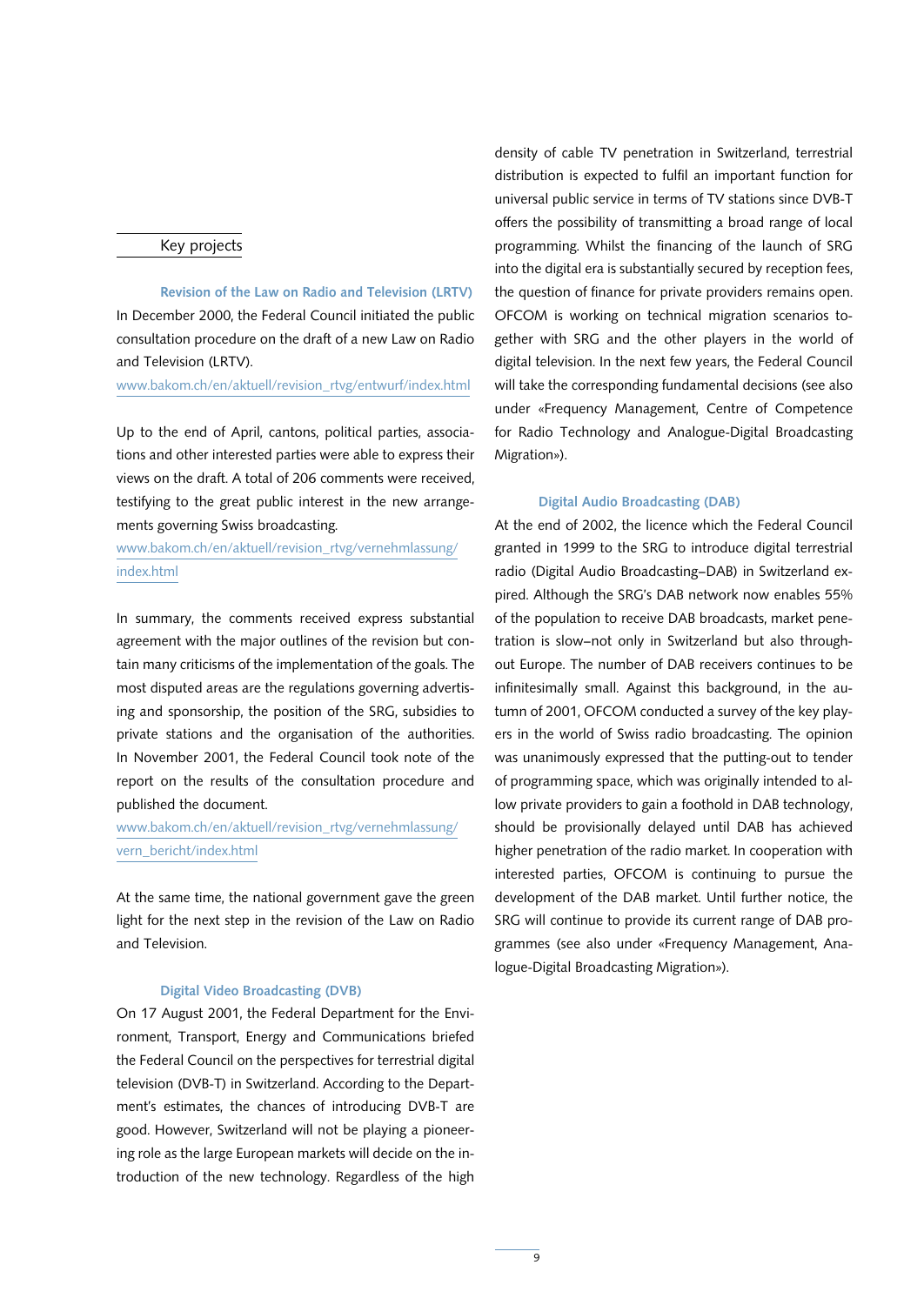## Key projects

### Revision of the Law on Radio and Television (LRTV)

In December 2000, the Federal Council initiated the public consultation procedure on the draft of a new Law on Radio and Television (LRTV).

www.bakom.ch/en/aktuell/revision_rtvg/entwurf/index.html

Up to the end of April, cantons, political parties, associations and other interested parties were able to express their views on the draft. A total of 206 comments were received, testifying to the great public interest in the new arrangements governing Swiss broadcasting.

www.bakom.ch/en/aktuell/revision_rtvg/vernehmlassung/index.html

In summary, the comments received express substantial agreement with the major outlines of the revision but contain many criticisms of the implementation of the goals. The most disputed areas are the regulations governing advertising and sponsorship, the position of the SRG, subsidies to private stations and the organisation of the authorities. In November 2001, the Federal Council took note of the report on the results of the consultation procedure and published the document.

www.bakom.ch/en/aktuell/revision_rtvg/vernehmlassung/vern_bericht/index.html

At the same time, the national government gave the green light for the next step in the revision of the Law on Radio and Television.

### Digital Video Broadcasting (DVB)

On 17 August 2001, the Federal Department for the Environment, Transport, Energy and Communications briefed the Federal Council on the perspectives for terrestrial digital television (DVB-T) in Switzerland. According to the Department's estimates, the chances of introducing DVB-T are good. However, Switzerland will not be playing a pioneering role as the large European markets will decide on the introduction of the new technology. Regardless of the high density of cable TV penetration in Switzerland, terrestrial distribution is expected to fulfil an important function for universal public service in terms of TV stations since DVB-T offers the possibility of transmitting a broad range of local programming. Whilst the financing of the launch of SRG into the digital era is substantially secured by reception fees, the question of finance for private providers remains open. OFCOM is working on technical migration scenarios together with SRG and the other players in the world of digital television. In the next few years, the Federal Council will take the corresponding fundamental decisions (see also under «Frequency Management, Centre of Competence for Radio Technology and Analogue-Digital Broadcasting Migration»).

### Digital Audio Broadcasting (DAB)

At the end of 2002, the licence which the Federal Council granted in 1999 to the SRG to introduce digital terrestrial radio (Digital Audio Broadcasting–DAB) in Switzerland expired. Although the SRG's DAB network now enables 55% of the population to receive DAB broadcasts, market penetration is slow–not only in Switzerland but also throughout Europe. The number of DAB receivers continues to be infinitesimally small. Against this background, in the autumn of 2001, OFCOM conducted a survey of the key players in the world of Swiss radio broadcasting. The opinion was unanimously expressed that the putting-out to tender of programming space, which was originally intended to allow private providers to gain a foothold in DAB technology, should be provisionally delayed until DAB has achieved higher penetration of the radio market. In cooperation with interested parties, OFCOM is continuing to pursue the development of the DAB market. Until further notice, the SRG will continue to provide its current range of DAB programmes (see also under «Frequency Management, Analogue-Digital Broadcasting Migration»).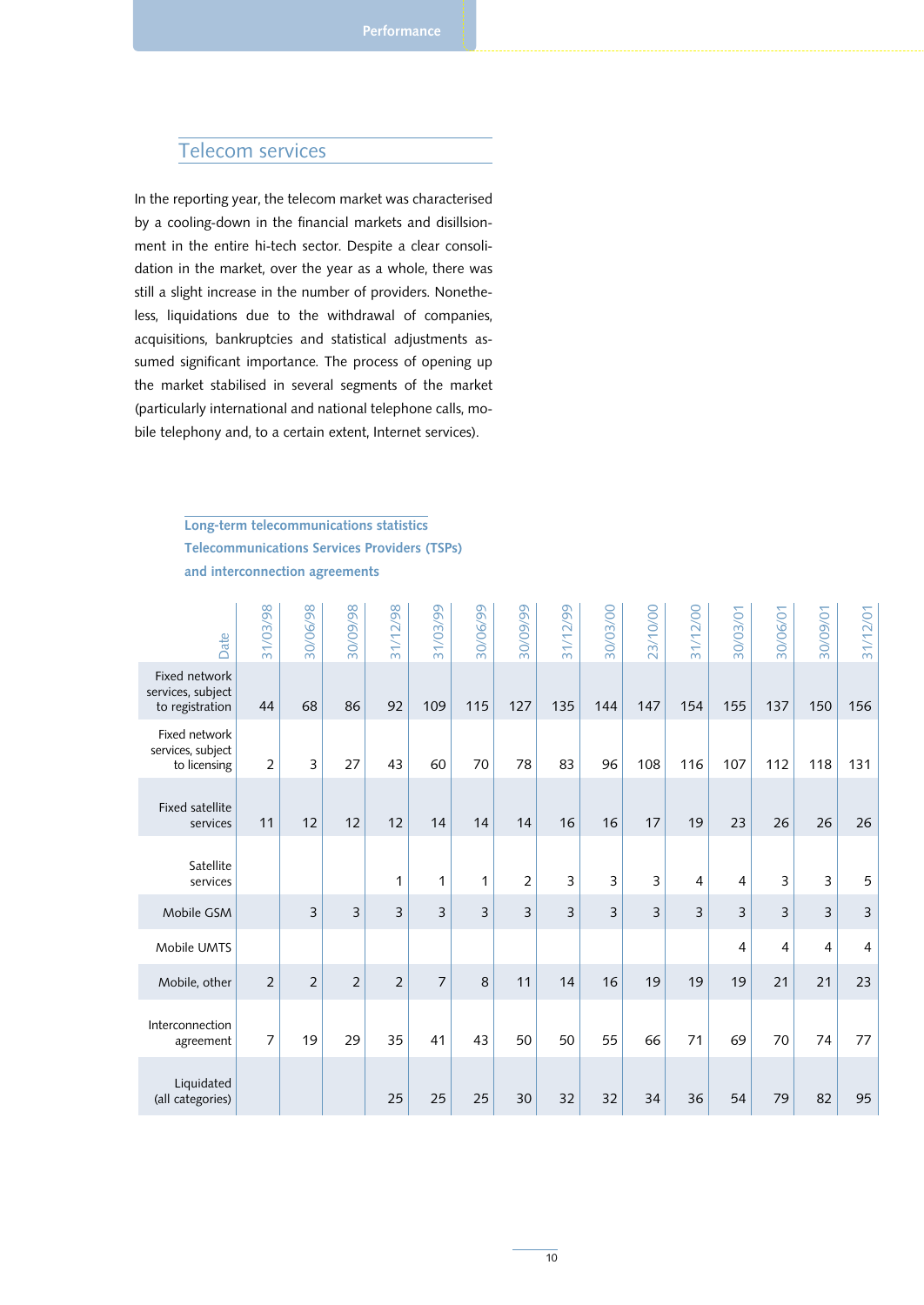## Telecom services

In the reporting year, the telecom market was characterised by a cooling-down in the financial markets and disillsionment in the entire hi-tech sector. Despite a clear consolidation in the market, over the year as a whole, there was still a slight increase in the number of providers. Nonetheless, liquidations due to the withdrawal of companies, acquisitions, bankruptcies and statistical adjustments assumed significant importance. The process of opening up the market stabilised in several segments of the market (particularly international and national telephone calls, mobile telephony and, to a certain extent, Internet services).

**Long-term telecommunications statistics**
**Telecommunications Services Providers (TSPs)**
**and interconnection agreements**

| Date | 31/03/98 | 30/06/98 | 30/09/98 | 31/12/98 | 31/03/99 | 30/06/99 | 30/09/99 | 31/12/99 | 30/03/00 | 23/10/00 | 31/12/00 | 30/03/01 | 30/06/01 | 30/09/01 | 31/12/01 |
|---|---|---|---|---|---|---|---|---|---|---|---|---|---|---|---|
| Fixed network services, subject to registration | 44 | 68 | 86 | 92 | 109 | 115 | 127 | 135 | 144 | 147 | 154 | 155 | 137 | 150 | 156 |
| Fixed network services, subject to licensing | 2 | 3 | 27 | 43 | 60 | 70 | 78 | 83 | 96 | 108 | 116 | 107 | 112 | 118 | 131 |
| Fixed satellite services | 11 | 12 | 12 | 12 | 14 | 14 | 14 | 16 | 16 | 17 | 19 | 23 | 26 | 26 | 26 |
| Satellite services | | | | 1 | 1 | 1 | 2 | 3 | 3 | 3 | 4 | 4 | 3 | 3 | 5 |
| Mobile GSM | | 3 | 3 | 3 | 3 | 3 | 3 | 3 | 3 | 3 | 3 | 3 | 3 | 3 | 3 |
| Mobile UMTS | | | | | | | | | | | | 4 | 4 | 4 | 4 |
| Mobile, other | 2 | 2 | 2 | 2 | 7 | 8 | 11 | 14 | 16 | 19 | 19 | 19 | 21 | 21 | 23 |
| Interconnection agreement | 7 | 19 | 29 | 35 | 41 | 43 | 50 | 50 | 55 | 66 | 71 | 69 | 70 | 74 | 77 |
| Liquidated (all categories) | | | | 25 | 25 | 25 | 30 | 32 | 32 | 34 | 36 | 54 | 79 | 82 | 95 |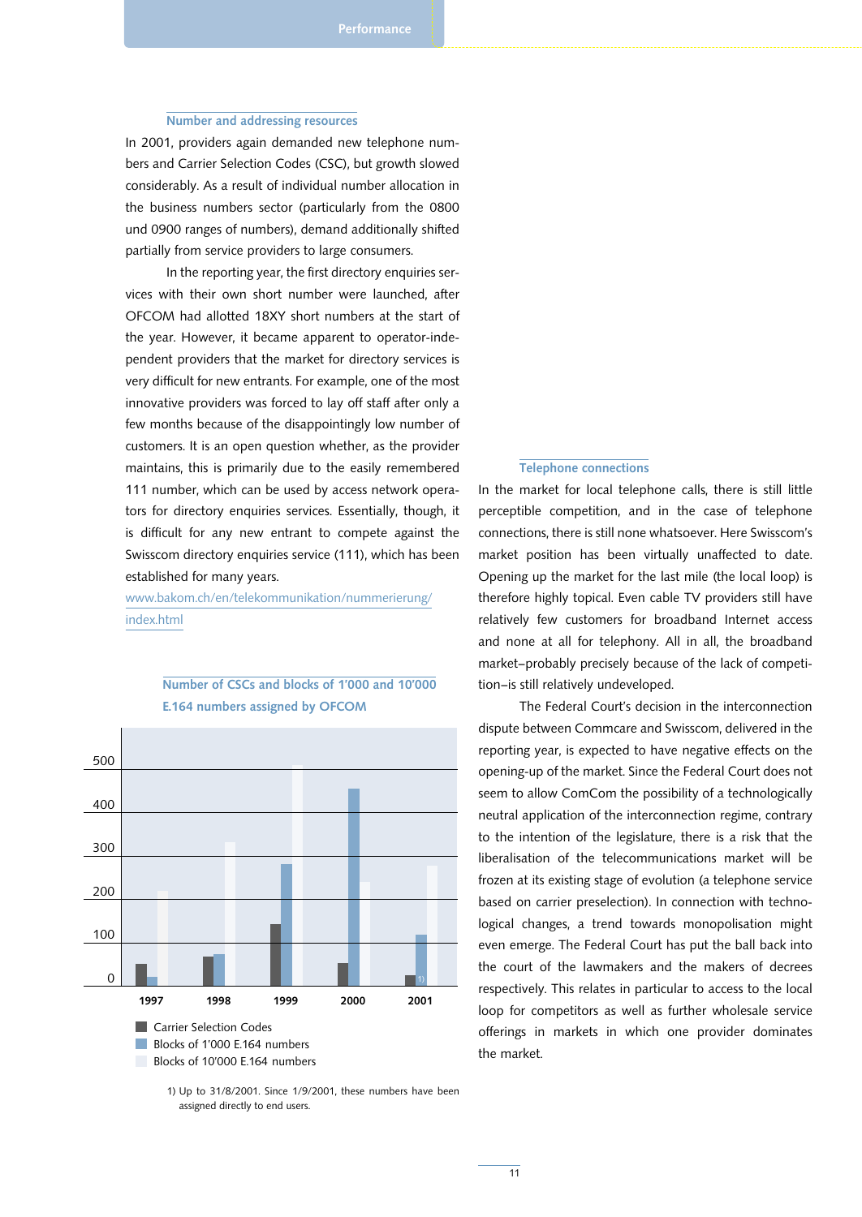## Number and addressing resources

In 2001, providers again demanded new telephone numbers and Carrier Selection Codes (CSC), but growth slowed considerably. As a result of individual number allocation in the business numbers sector (particularly from the 0800 und 0900 ranges of numbers), demand additionally shifted partially from service providers to large consumers.

In the reporting year, the first directory enquiries services with their own short number were launched, after OFCOM had allotted 18XY short numbers at the start of the year. However, it became apparent to operator-independent providers that the market for directory services is very difficult for new entrants. For example, one of the most innovative providers was forced to lay off staff after only a few months because of the disappointingly low number of customers. It is an open question whether, as the provider maintains, this is primarily due to the easily remembered 111 number, which can be used by access network operators for directory enquiries services. Essentially, though, it is difficult for any new entrant to compete against the Swisscom directory enquiries service (111), which has been established for many years.

www.bakom.ch/en/telekommunikation/nummerierung/index.html

**Number of CSCs and blocks of 1'000 and 10'000 E.164 numbers assigned by OFCOM**

(Bar chart, y-axis 0–500, years 1997–2001)

- Carrier Selection Codes
- Blocks of 1'000 E.164 numbers
- Blocks of 10'000 E.164 numbers

1) Up to 31/8/2001. Since 1/9/2001, these numbers have been assigned directly to end users.

## Telephone connections

In the market for local telephone calls, there is still little perceptible competition, and in the case of telephone connections, there is still none whatsoever. Here Swisscom's market position has been virtually unaffected to date. Opening up the market for the last mile (the local loop) is therefore highly topical. Even cable TV providers still have relatively few customers for broadband Internet access and none at all for telephony. All in all, the broadband market–probably precisely because of the lack of competition–is still relatively undeveloped.

The Federal Court's decision in the interconnection dispute between Commcare and Swisscom, delivered in the reporting year, is expected to have negative effects on the opening-up of the market. Since the Federal Court does not seem to allow ComCom the possibility of a technologically neutral application of the interconnection regime, contrary to the intention of the legislature, there is a risk that the liberalisation of the telecommunications market will be frozen at its existing stage of evolution (a telephone service based on carrier preselection). In connection with technological changes, a trend towards monopolisation might even emerge. The Federal Court has put the ball back into the court of the lawmakers and the makers of decrees respectively. This relates in particular to access to the local loop for competitors as well as further wholesale service offerings in markets in which one provider dominates the market.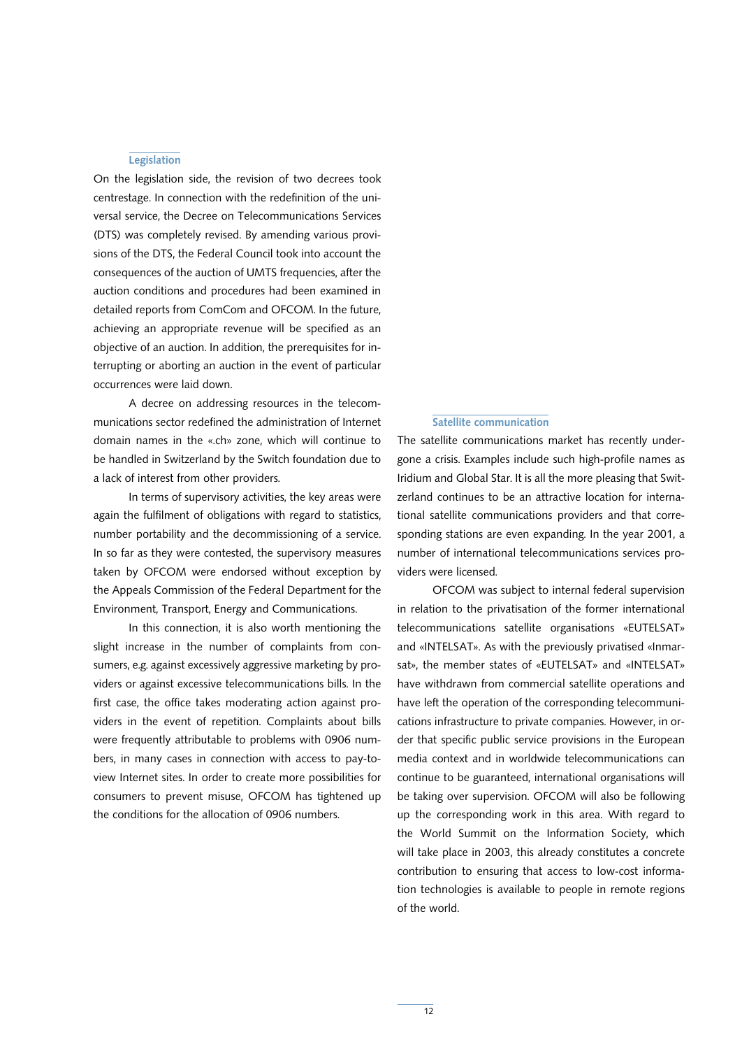## Legislation

On the legislation side, the revision of two decrees took centrestage. In connection with the redefinition of the universal service, the Decree on Telecommunications Services (DTS) was completely revised. By amending various provisions of the DTS, the Federal Council took into account the consequences of the auction of UMTS frequencies, after the auction conditions and procedures had been examined in detailed reports from ComCom and OFCOM. In the future, achieving an appropriate revenue will be specified as an objective of an auction. In addition, the prerequisites for interrupting or aborting an auction in the event of particular occurrences were laid down.

A decree on addressing resources in the telecommunications sector redefined the administration of Internet domain names in the «.ch» zone, which will continue to be handled in Switzerland by the Switch foundation due to a lack of interest from other providers.

In terms of supervisory activities, the key areas were again the fulfilment of obligations with regard to statistics, number portability and the decommissioning of a service. In so far as they were contested, the supervisory measures taken by OFCOM were endorsed without exception by the Appeals Commission of the Federal Department for the Environment, Transport, Energy and Communications.

In this connection, it is also worth mentioning the slight increase in the number of complaints from consumers, e.g. against excessively aggressive marketing by providers or against excessive telecommunications bills. In the first case, the office takes moderating action against providers in the event of repetition. Complaints about bills were frequently attributable to problems with 0906 numbers, in many cases in connection with access to pay-to-view Internet sites. In order to create more possibilities for consumers to prevent misuse, OFCOM has tightened up the conditions for the allocation of 0906 numbers.

## Satellite communication

The satellite communications market has recently undergone a crisis. Examples include such high-profile names as Iridium and Global Star. It is all the more pleasing that Switzerland continues to be an attractive location for international satellite communications providers and that corresponding stations are even expanding. In the year 2001, a number of international telecommunications services providers were licensed.

OFCOM was subject to internal federal supervision in relation to the privatisation of the former international telecommunications satellite organisations «EUTELSAT» and «INTELSAT». As with the previously privatised «Inmarsat», the member states of «EUTELSAT» and «INTELSAT» have withdrawn from commercial satellite operations and have left the operation of the corresponding telecommunications infrastructure to private companies. However, in order that specific public service provisions in the European media context and in worldwide telecommunications can continue to be guaranteed, international organisations will be taking over supervision. OFCOM will also be following up the corresponding work in this area. With regard to the World Summit on the Information Society, which will take place in 2003, this already constitutes a concrete contribution to ensuring that access to low-cost information technologies is available to people in remote regions of the world.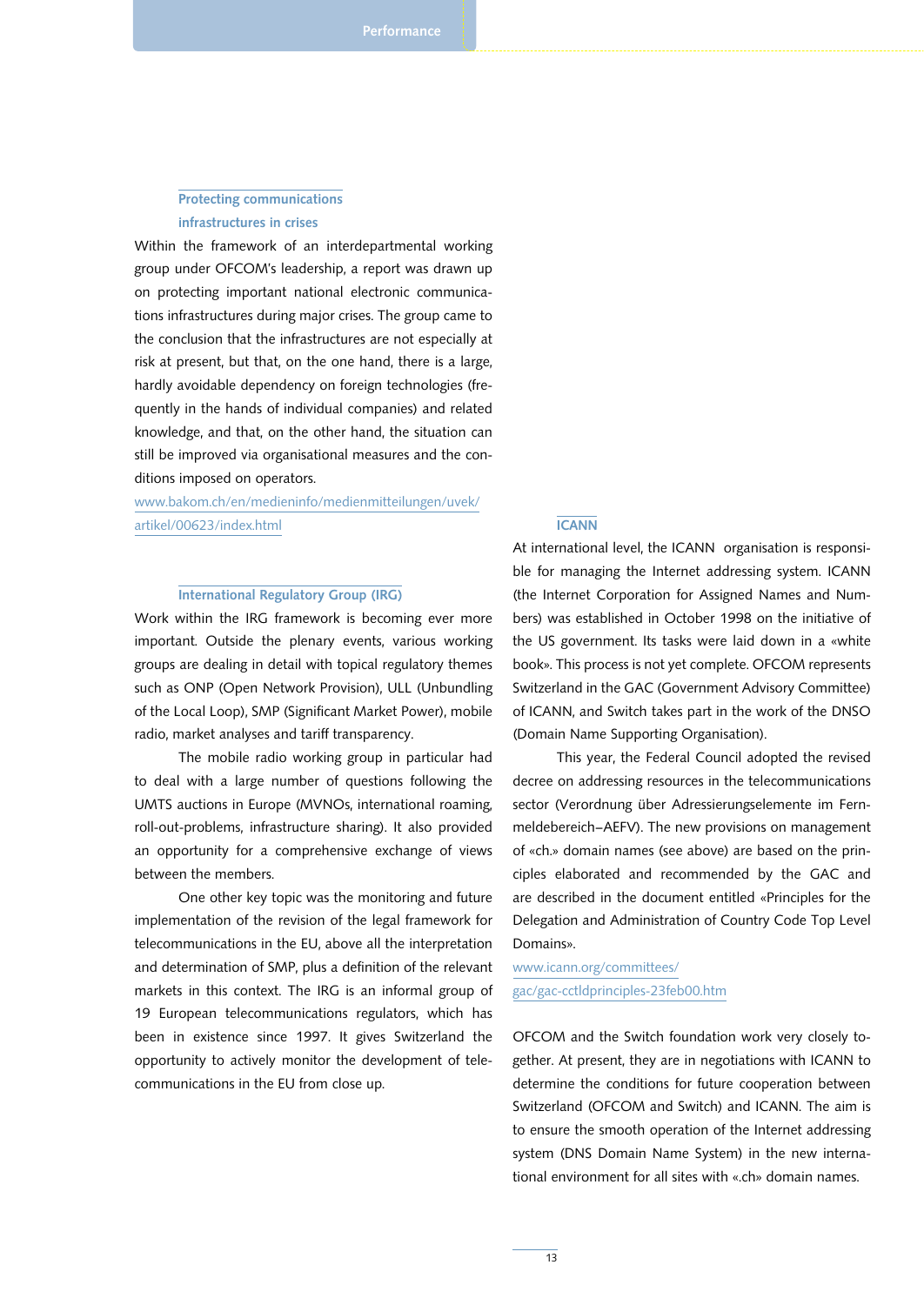### Protecting communications infrastructures in crises

Within the framework of an interdepartmental working group under OFCOM's leadership, a report was drawn up on protecting important national electronic communications infrastructures during major crises. The group came to the conclusion that the infrastructures are not especially at risk at present, but that, on the one hand, there is a large, hardly avoidable dependency on foreign technologies (frequently in the hands of individual companies) and related knowledge, and that, on the other hand, the situation can still be improved via organisational measures and the conditions imposed on operators.

www.bakom.ch/en/medieninfo/medienmitteilungen/uvek/artikel/00623/index.html

### International Regulatory Group (IRG)

Work within the IRG framework is becoming ever more important. Outside the plenary events, various working groups are dealing in detail with topical regulatory themes such as ONP (Open Network Provision), ULL (Unbundling of the Local Loop), SMP (Significant Market Power), mobile radio, market analyses and tariff transparency.

The mobile radio working group in particular had to deal with a large number of questions following the UMTS auctions in Europe (MVNOs, international roaming, roll-out-problems, infrastructure sharing). It also provided an opportunity for a comprehensive exchange of views between the members.

One other key topic was the monitoring and future implementation of the revision of the legal framework for telecommunications in the EU, above all the interpretation and determination of SMP, plus a definition of the relevant markets in this context. The IRG is an informal group of 19 European telecommunications regulators, which has been in existence since 1997. It gives Switzerland the opportunity to actively monitor the development of telecommunications in the EU from close up.

### ICANN

At international level, the ICANN organisation is responsible for managing the Internet addressing system. ICANN (the Internet Corporation for Assigned Names and Numbers) was established in October 1998 on the initiative of the US government. Its tasks were laid down in a «white book». This process is not yet complete. OFCOM represents Switzerland in the GAC (Government Advisory Committee) of ICANN, and Switch takes part in the work of the DNSO (Domain Name Supporting Organisation).

This year, the Federal Council adopted the revised decree on addressing resources in the telecommunications sector (Verordnung über Adressierungselemente im Fernmeldebereich–AEFV). The new provisions on management of «ch.» domain names (see above) are based on the principles elaborated and recommended by the GAC and are described in the document entitled «Principles for the Delegation and Administration of Country Code Top Level Domains».

www.icann.org/committees/gac/gac-cctldprinciples-23feb00.htm

OFCOM and the Switch foundation work very closely together. At present, they are in negotiations with ICANN to determine the conditions for future cooperation between Switzerland (OFCOM and Switch) and ICANN. The aim is to ensure the smooth operation of the Internet addressing system (DNS Domain Name System) in the new international environment for all sites with «.ch» domain names.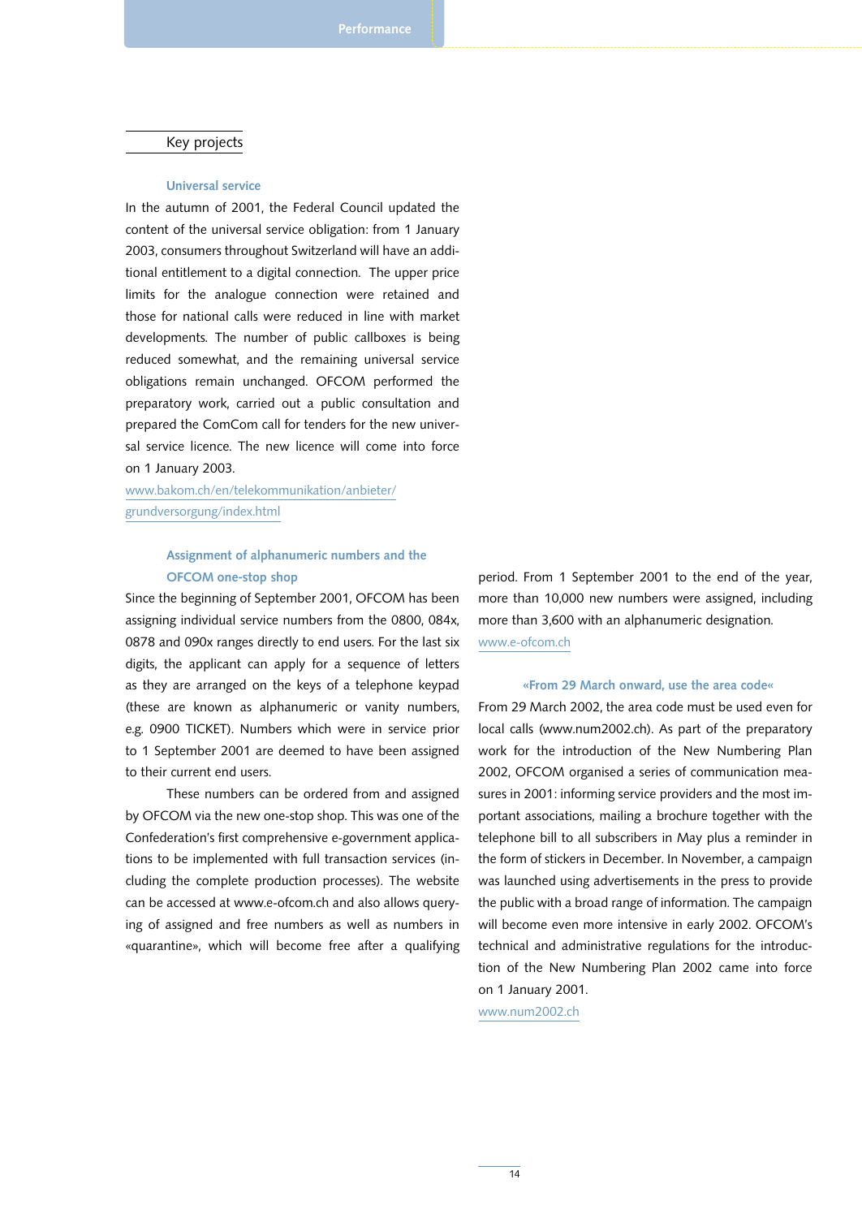## Key projects

### Universal service

In the autumn of 2001, the Federal Council updated the content of the universal service obligation: from 1 January 2003, consumers throughout Switzerland will have an additional entitlement to a digital connection. The upper price limits for the analogue connection were retained and those for national calls were reduced in line with market developments. The number of public callboxes is being reduced somewhat, and the remaining universal service obligations remain unchanged. OFCOM performed the preparatory work, carried out a public consultation and prepared the ComCom call for tenders for the new universal service licence. The new licence will come into force on 1 January 2003.

www.bakom.ch/en/telekommunikation/anbieter/grundversorgung/index.html

### Assignment of alphanumeric numbers and the OFCOM one-stop shop

Since the beginning of September 2001, OFCOM has been assigning individual service numbers from the 0800, 084x, 0878 and 090x ranges directly to end users. For the last six digits, the applicant can apply for a sequence of letters as they are arranged on the keys of a telephone keypad (these are known as alphanumeric or vanity numbers, e.g. 0900 TICKET). Numbers which were in service prior to 1 September 2001 are deemed to have been assigned to their current end users.

These numbers can be ordered from and assigned by OFCOM via the new one-stop shop. This was one of the Confederation's first comprehensive e-government applications to be implemented with full transaction services (including the complete production processes). The website can be accessed at www.e-ofcom.ch and also allows querying of assigned and free numbers as well as numbers in «quarantine», which will become free after a qualifying period. From 1 September 2001 to the end of the year, more than 10,000 new numbers were assigned, including more than 3,600 with an alphanumeric designation.

www.e-ofcom.ch

### «From 29 March onward, use the area code«

From 29 March 2002, the area code must be used even for local calls (www.num2002.ch). As part of the preparatory work for the introduction of the New Numbering Plan 2002, OFCOM organised a series of communication measures in 2001: informing service providers and the most important associations, mailing a brochure together with the telephone bill to all subscribers in May plus a reminder in the form of stickers in December. In November, a campaign was launched using advertisements in the press to provide the public with a broad range of information. The campaign will become even more intensive in early 2002. OFCOM's technical and administrative regulations for the introduction of the New Numbering Plan 2002 came into force on 1 January 2001.

www.num2002.ch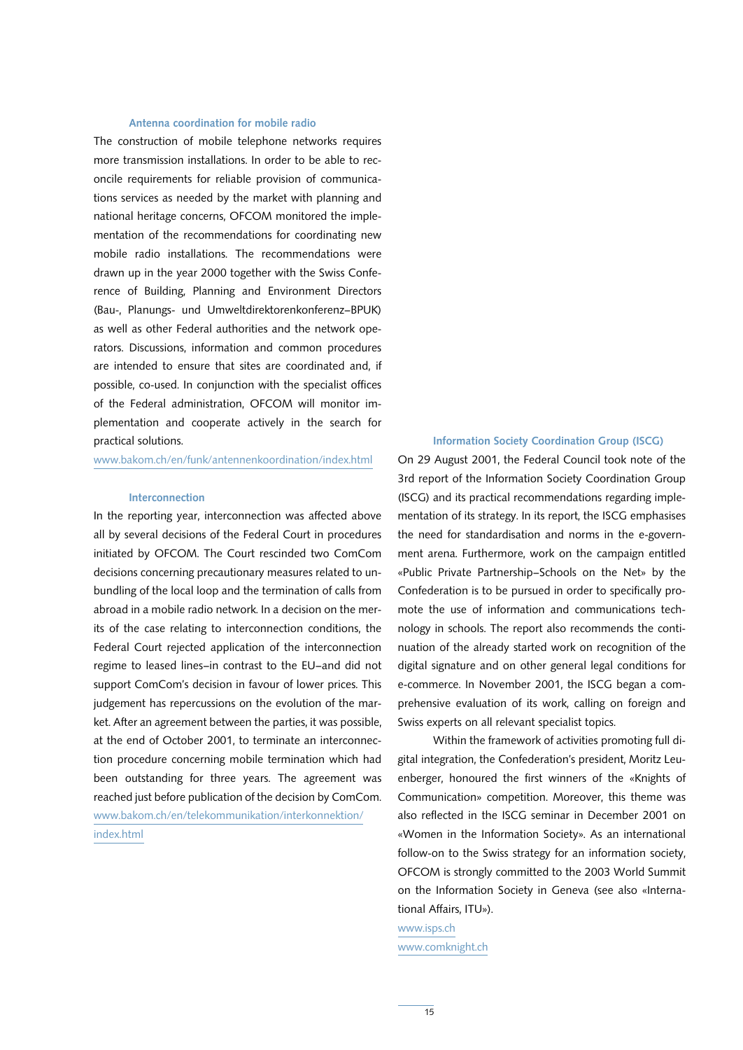### Antenna coordination for mobile radio

The construction of mobile telephone networks requires more transmission installations. In order to be able to reconcile requirements for reliable provision of communications services as needed by the market with planning and national heritage concerns, OFCOM monitored the implementation of the recommendations for coordinating new mobile radio installations. The recommendations were drawn up in the year 2000 together with the Swiss Conference of Building, Planning and Environment Directors (Bau-, Planungs- und Umweltdirektorenkonferenz–BPUK) as well as other Federal authorities and the network operators. Discussions, information and common procedures are intended to ensure that sites are coordinated and, if possible, co-used. In conjunction with the specialist offices of the Federal administration, OFCOM will monitor implementation and cooperate actively in the search for practical solutions.

www.bakom.ch/en/funk/antennenkoordination/index.html

### Interconnection

In the reporting year, interconnection was affected above all by several decisions of the Federal Court in procedures initiated by OFCOM. The Court rescinded two ComCom decisions concerning precautionary measures related to unbundling of the local loop and the termination of calls from abroad in a mobile radio network. In a decision on the merits of the case relating to interconnection conditions, the Federal Court rejected application of the interconnection regime to leased lines–in contrast to the EU–and did not support ComCom's decision in favour of lower prices. This judgement has repercussions on the evolution of the market. After an agreement between the parties, it was possible, at the end of October 2001, to terminate an interconnection procedure concerning mobile termination which had been outstanding for three years. The agreement was reached just before publication of the decision by ComCom.

www.bakom.ch/en/telekommunikation/interkonnektion/index.html

### Information Society Coordination Group (ISCG)

On 29 August 2001, the Federal Council took note of the 3rd report of the Information Society Coordination Group (ISCG) and its practical recommendations regarding implementation of its strategy. In its report, the ISCG emphasises the need for standardisation and norms in the e-government arena. Furthermore, work on the campaign entitled «Public Private Partnership–Schools on the Net» by the Confederation is to be pursued in order to specifically promote the use of information and communications technology in schools. The report also recommends the continuation of the already started work on recognition of the digital signature and on other general legal conditions for e-commerce. In November 2001, the ISCG began a comprehensive evaluation of its work, calling on foreign and Swiss experts on all relevant specialist topics.

Within the framework of activities promoting full digital integration, the Confederation's president, Moritz Leuenberger, honoured the first winners of the «Knights of Communication» competition. Moreover, this theme was also reflected in the ISCG seminar in December 2001 on «Women in the Information Society». As an international follow-on to the Swiss strategy for an information society, OFCOM is strongly committed to the 2003 World Summit on the Information Society in Geneva (see also «International Affairs, ITU»).

www.isps.ch

www.comknight.ch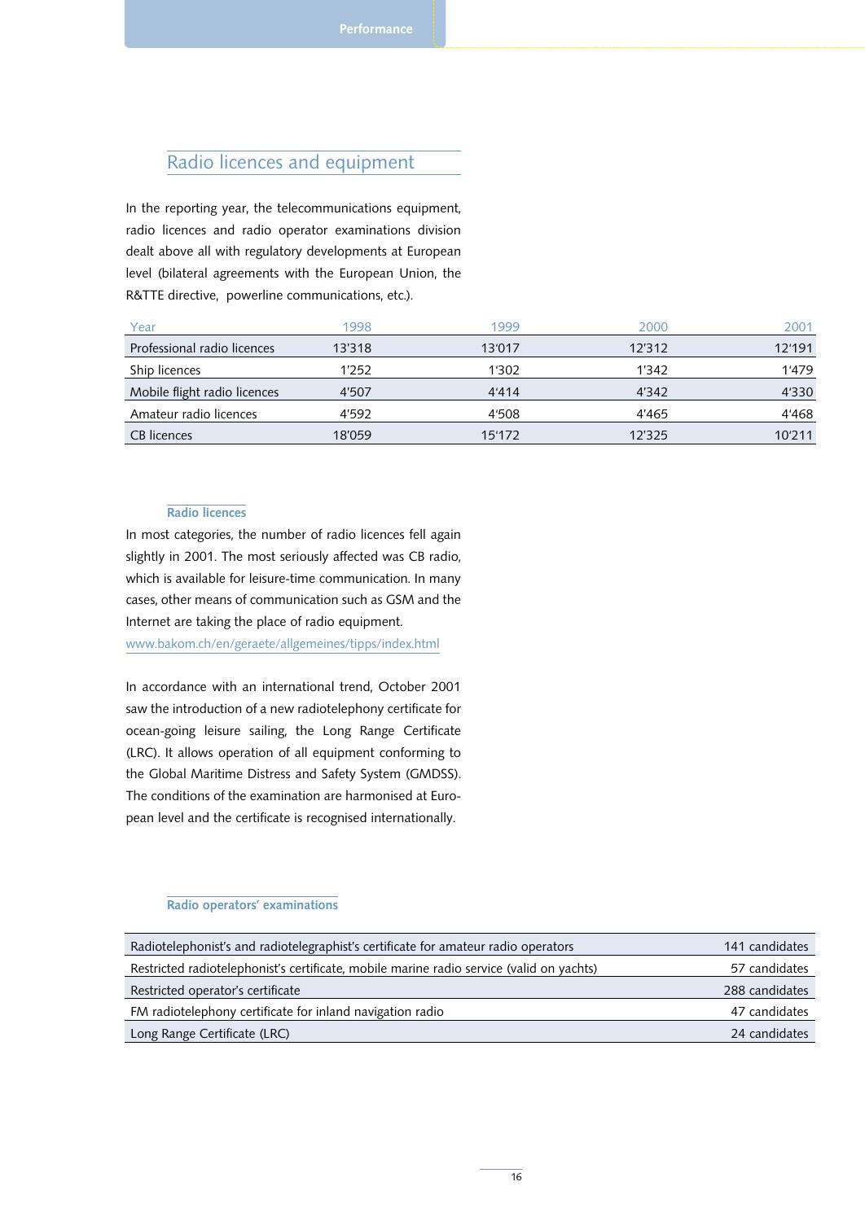## Radio licences and equipment

In the reporting year, the telecommunications equipment, radio licences and radio operator examinations division dealt above all with regulatory developments at European level (bilateral agreements with the European Union, the R&TTE directive, powerline communications, etc.).

| Year | 1998 | 1999 | 2000 | 2001 |
|---|---|---|---|---|
| Professional radio licences | 13'318 | 13'017 | 12'312 | 12'191 |
| Ship licences | 1'252 | 1'302 | 1'342 | 1'479 |
| Mobile flight radio licences | 4'507 | 4'414 | 4'342 | 4'330 |
| Amateur radio licences | 4'592 | 4'508 | 4'465 | 4'468 |
| CB licences | 18'059 | 15'172 | 12'325 | 10'211 |

### Radio licences

In most categories, the number of radio licences fell again slightly in 2001. The most seriously affected was CB radio, which is available for leisure-time communication. In many cases, other means of communication such as GSM and the Internet are taking the place of radio equipment.

www.bakom.ch/en/geraete/allgemeines/tipps/index.html

In accordance with an international trend, October 2001 saw the introduction of a new radiotelephony certificate for ocean-going leisure sailing, the Long Range Certificate (LRC). It allows operation of all equipment conforming to the Global Maritime Distress and Safety System (GMDSS). The conditions of the examination are harmonised at European level and the certificate is recognised internationally.

### Radio operators' examinations

| | |
|---|---|
| Radiotelephonist's and radiotelegraphist's certificate for amateur radio operators | 141 candidates |
| Restricted radiotelephonist's certificate, mobile marine radio service (valid on yachts) | 57 candidates |
| Restricted operator's certificate | 288 candidates |
| FM radiotelephony certificate for inland navigation radio | 47 candidates |
| Long Range Certificate (LRC) | 24 candidates |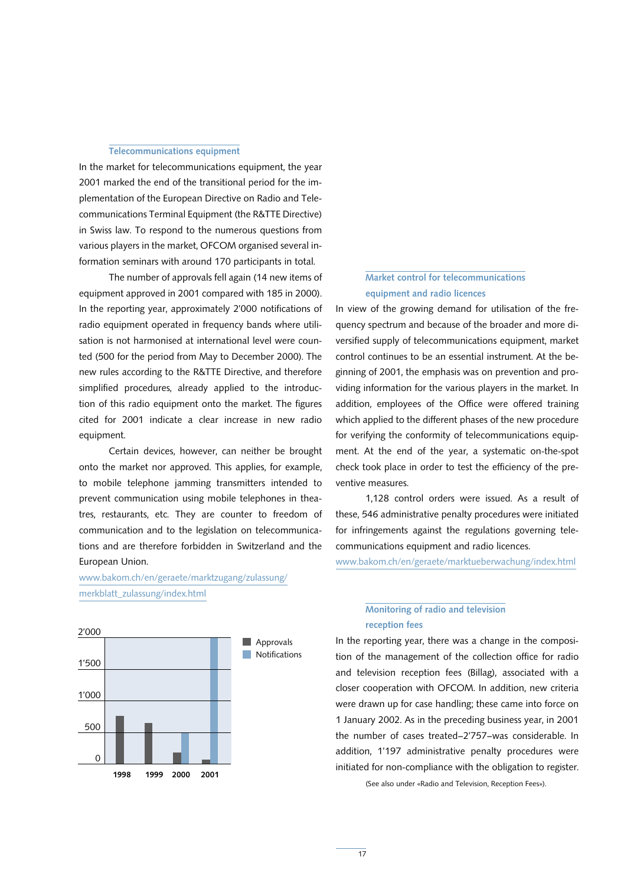### Telecommunications equipment

In the market for telecommunications equipment, the year 2001 marked the end of the transitional period for the implementation of the European Directive on Radio and Telecommunications Terminal Equipment (the R&TTE Directive) in Swiss law. To respond to the numerous questions from various players in the market, OFCOM organised several information seminars with around 170 participants in total.

The number of approvals fell again (14 new items of equipment approved in 2001 compared with 185 in 2000). In the reporting year, approximately 2'000 notifications of radio equipment operated in frequency bands where utilisation is not harmonised at international level were counted (500 for the period from May to December 2000). The new rules according to the R&TTE Directive, and therefore simplified procedures, already applied to the introduction of this radio equipment onto the market. The figures cited for 2001 indicate a clear increase in new radio equipment.

Certain devices, however, can neither be brought onto the market nor approved. This applies, for example, to mobile telephone jamming transmitters intended to prevent communication using mobile telephones in theatres, restaurants, etc. They are counter to freedom of communication and to the legislation on telecommunications and are therefore forbidden in Switzerland and the European Union.

www.bakom.ch/en/geraete/marktzugang/zulassung/merkblatt_zulassung/index.html

Chart: Approvals and Notifications, 1998–2001 (y-axis: 0, 500, 1'000, 1'500, 2'000; x-axis: 1998, 1999, 2000, 2001)

### Market control for telecommunications equipment and radio licences

In view of the growing demand for utilisation of the frequency spectrum and because of the broader and more diversified supply of telecommunications equipment, market control continues to be an essential instrument. At the beginning of 2001, the emphasis was on prevention and providing information for the various players in the market. In addition, employees of the Office were offered training which applied to the different phases of the new procedure for verifying the conformity of telecommunications equipment. At the end of the year, a systematic on-the-spot check took place in order to test the efficiency of the preventive measures.

1,128 control orders were issued. As a result of these, 546 administrative penalty procedures were initiated for infringements against the regulations governing telecommunications equipment and radio licences.

www.bakom.ch/en/geraete/marktueberwachung/index.html

### Monitoring of radio and television reception fees

In the reporting year, there was a change in the composition of the management of the collection office for radio and television reception fees (Billag), associated with a closer cooperation with OFCOM. In addition, new criteria were drawn up for case handling; these came into force on 1 January 2002. As in the preceding business year, in 2001 the number of cases treated–2'757–was considerable. In addition, 1'197 administrative penalty procedures were initiated for non-compliance with the obligation to register.

(See also under «Radio and Television, Reception Fees»).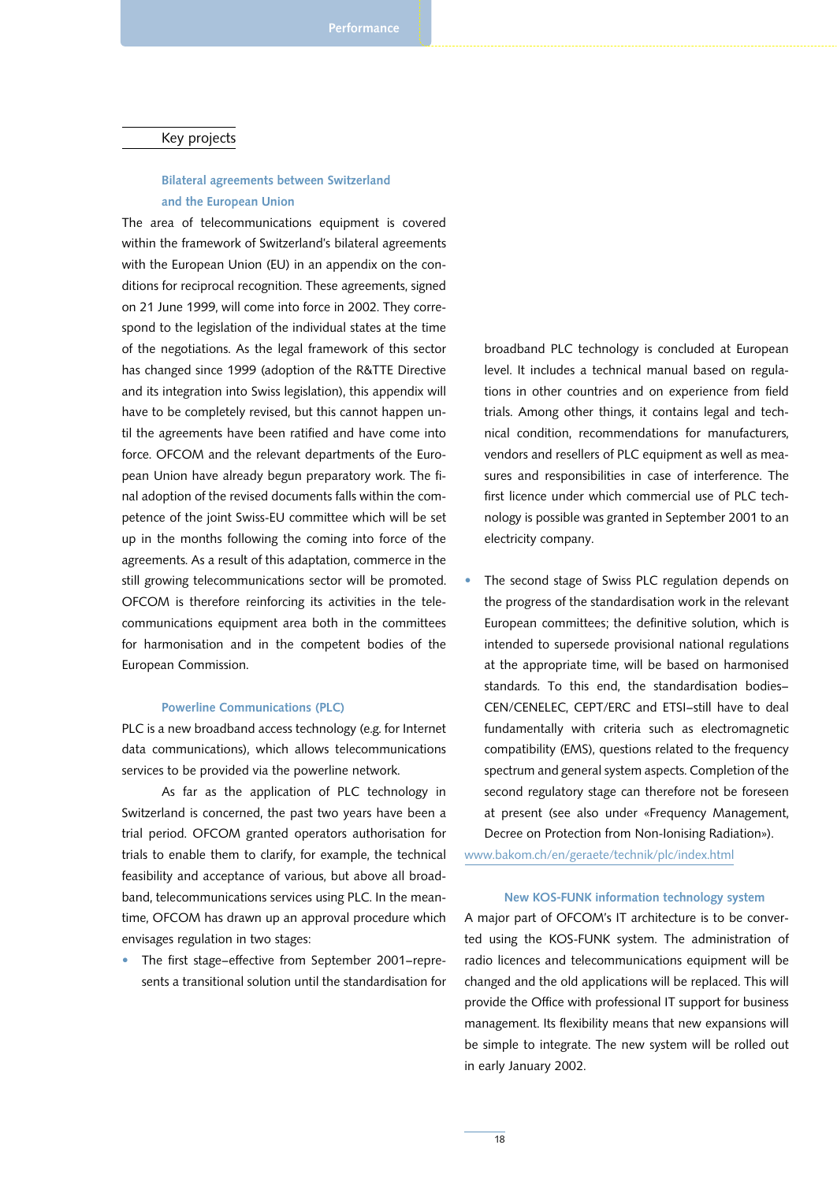## Key projects

### Bilateral agreements between Switzerland and the European Union

The area of telecommunications equipment is covered within the framework of Switzerland's bilateral agreements with the European Union (EU) in an appendix on the conditions for reciprocal recognition. These agreements, signed on 21 June 1999, will come into force in 2002. They correspond to the legislation of the individual states at the time of the negotiations. As the legal framework of this sector has changed since 1999 (adoption of the R&TTE Directive and its integration into Swiss legislation), this appendix will have to be completely revised, but this cannot happen until the agreements have been ratified and have come into force. OFCOM and the relevant departments of the European Union have already begun preparatory work. The final adoption of the revised documents falls within the competence of the joint Swiss-EU committee which will be set up in the months following the coming into force of the agreements. As a result of this adaptation, commerce in the still growing telecommunications sector will be promoted. OFCOM is therefore reinforcing its activities in the telecommunications equipment area both in the committees for harmonisation and in the competent bodies of the European Commission.

### Powerline Communications (PLC)

PLC is a new broadband access technology (e.g. for Internet data communications), which allows telecommunications services to be provided via the powerline network.

As far as the application of PLC technology in Switzerland is concerned, the past two years have been a trial period. OFCOM granted operators authorisation for trials to enable them to clarify, for example, the technical feasibility and acceptance of various, but above all broadband, telecommunications services using PLC. In the meantime, OFCOM has drawn up an approval procedure which envisages regulation in two stages:

- The first stage–effective from September 2001–represents a transitional solution until the standardisation for broadband PLC technology is concluded at European level. It includes a technical manual based on regulations in other countries and on experience from field trials. Among other things, it contains legal and technical condition, recommendations for manufacturers, vendors and resellers of PLC equipment as well as measures and responsibilities in case of interference. The first licence under which commercial use of PLC technology is possible was granted in September 2001 to an electricity company.
- The second stage of Swiss PLC regulation depends on the progress of the standardisation work in the relevant European committees; the definitive solution, which is intended to supersede provisional national regulations at the appropriate time, will be based on harmonised standards. To this end, the standardisation bodies–CEN/CENELEC, CEPT/ERC and ETSI–still have to deal fundamentally with criteria such as electromagnetic compatibility (EMS), questions related to the frequency spectrum and general system aspects. Completion of the second regulatory stage can therefore not be foreseen at present (see also under «Frequency Management, Decree on Protection from Non-Ionising Radiation»).

www.bakom.ch/en/geraete/technik/plc/index.html

### New KOS-FUNK information technology system

A major part of OFCOM's IT architecture is to be converted using the KOS-FUNK system. The administration of radio licences and telecommunications equipment will be changed and the old applications will be replaced. This will provide the Office with professional IT support for business management. Its flexibility means that new expansions will be simple to integrate. The new system will be rolled out in early January 2002.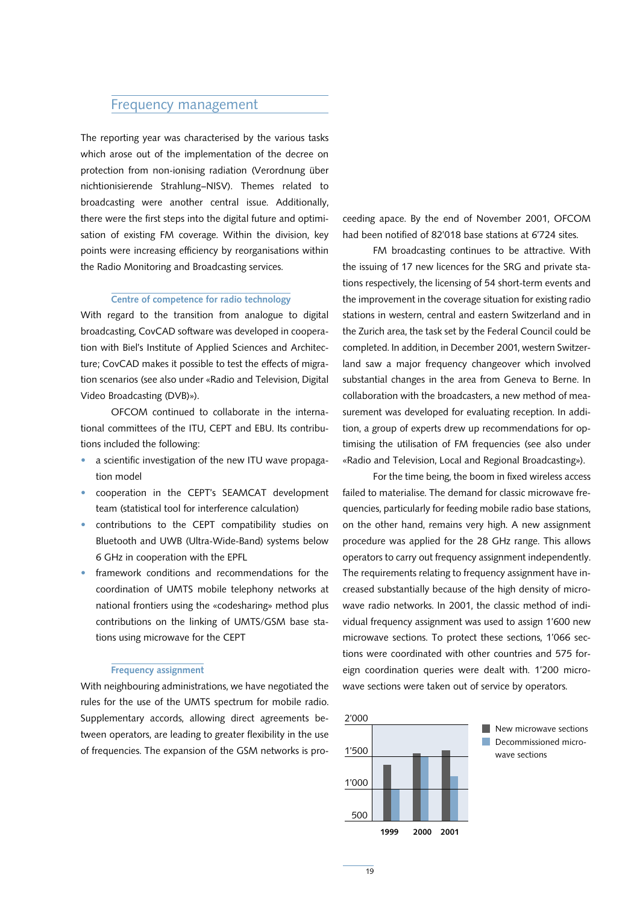## Frequency management

The reporting year was characterised by the various tasks which arose out of the implementation of the decree on protection from non-ionising radiation (Verordnung über nichtionisierende Strahlung–NISV). Themes related to broadcasting were another central issue. Additionally, there were the first steps into the digital future and optimisation of existing FM coverage. Within the division, key points were increasing efficiency by reorganisations within the Radio Monitoring and Broadcasting services.

### Centre of competence for radio technology

With regard to the transition from analogue to digital broadcasting, CovCAD software was developed in cooperation with Biel's Institute of Applied Sciences and Architecture; CovCAD makes it possible to test the effects of migration scenarios (see also under «Radio and Television, Digital Video Broadcasting (DVB)»).

OFCOM continued to collaborate in the international committees of the ITU, CEPT and EBU. Its contributions included the following:

- a scientific investigation of the new ITU wave propagation model
- cooperation in the CEPT's SEAMCAT development team (statistical tool for interference calculation)
- contributions to the CEPT compatibility studies on Bluetooth and UWB (Ultra-Wide-Band) systems below 6 GHz in cooperation with the EPFL
- framework conditions and recommendations for the coordination of UMTS mobile telephony networks at national frontiers using the «codesharing» method plus contributions on the linking of UMTS/GSM base stations using microwave for the CEPT

### Frequency assignment

With neighbouring administrations, we have negotiated the rules for the use of the UMTS spectrum for mobile radio. Supplementary accords, allowing direct agreements between operators, are leading to greater flexibility in the use of frequencies. The expansion of the GSM networks is proceeding apace. By the end of November 2001, OFCOM had been notified of 82'018 base stations at 6'724 sites.

FM broadcasting continues to be attractive. With the issuing of 17 new licences for the SRG and private stations respectively, the licensing of 54 short-term events and the improvement in the coverage situation for existing radio stations in western, central and eastern Switzerland and in the Zurich area, the task set by the Federal Council could be completed. In addition, in December 2001, western Switzerland saw a major frequency changeover which involved substantial changes in the area from Geneva to Berne. In collaboration with the broadcasters, a new method of measurement was developed for evaluating reception. In addition, a group of experts drew up recommendations for optimising the utilisation of FM frequencies (see also under «Radio and Television, Local and Regional Broadcasting»).

For the time being, the boom in fixed wireless access failed to materialise. The demand for classic microwave frequencies, particularly for feeding mobile radio base stations, on the other hand, remains very high. A new assignment procedure was applied for the 28 GHz range. This allows operators to carry out frequency assignment independently. The requirements relating to frequency assignment have increased substantially because of the high density of microwave radio networks. In 2001, the classic method of individual frequency assignment was used to assign 1'600 new microwave sections. To protect these sections, 1'066 sections were coordinated with other countries and 575 foreign coordination queries were dealt with. 1'200 microwave sections were taken out of service by operators.

Chart (y-axis 500–2'000; years 1999, 2000, 2001): New microwave sections; Decommissioned microwave sections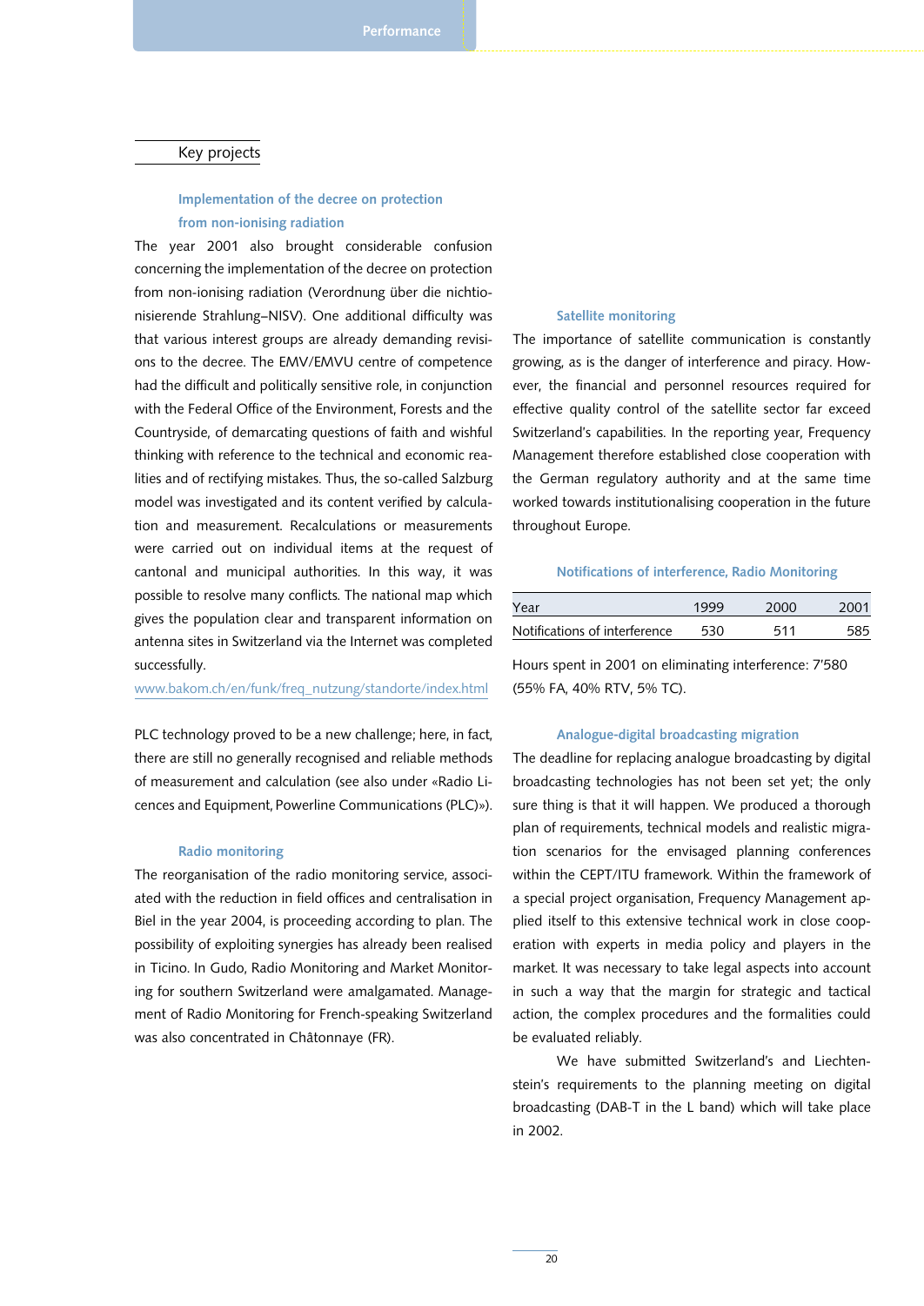## Key projects

### Implementation of the decree on protection from non-ionising radiation

The year 2001 also brought considerable confusion concerning the implementation of the decree on protection from non-ionising radiation (Verordnung über die nichtionisierende Strahlung–NISV). One additional difficulty was that various interest groups are already demanding revisions to the decree. The EMV/EMVU centre of competence had the difficult and politically sensitive role, in conjunction with the Federal Office of the Environment, Forests and the Countryside, of demarcating questions of faith and wishful thinking with reference to the technical and economic realities and of rectifying mistakes. Thus, the so-called Salzburg model was investigated and its content verified by calculation and measurement. Recalculations or measurements were carried out on individual items at the request of cantonal and municipal authorities. In this way, it was possible to resolve many conflicts. The national map which gives the population clear and transparent information on antenna sites in Switzerland via the Internet was completed successfully.

www.bakom.ch/en/funk/freq_nutzung/standorte/index.html

PLC technology proved to be a new challenge; here, in fact, there are still no generally recognised and reliable methods of measurement and calculation (see also under «Radio Licences and Equipment, Powerline Communications (PLC)»).

### Radio monitoring

The reorganisation of the radio monitoring service, associated with the reduction in field offices and centralisation in Biel in the year 2004, is proceeding according to plan. The possibility of exploiting synergies has already been realised in Ticino. In Gudo, Radio Monitoring and Market Monitoring for southern Switzerland were amalgamated. Management of Radio Monitoring for French-speaking Switzerland was also concentrated in Châtonnaye (FR).

### Satellite monitoring

The importance of satellite communication is constantly growing, as is the danger of interference and piracy. However, the financial and personnel resources required for effective quality control of the satellite sector far exceed Switzerland's capabilities. In the reporting year, Frequency Management therefore established close cooperation with the German regulatory authority and at the same time worked towards institutionalising cooperation in the future throughout Europe.

### Notifications of interference, Radio Monitoring

| Year | 1999 | 2000 | 2001 |
|---|---|---|---|
| Notifications of interference | 530 | 511 | 585 |

Hours spent in 2001 on eliminating interference: 7'580 (55% FA, 40% RTV, 5% TC).

### Analogue-digital broadcasting migration

The deadline for replacing analogue broadcasting by digital broadcasting technologies has not been set yet; the only sure thing is that it will happen. We produced a thorough plan of requirements, technical models and realistic migration scenarios for the envisaged planning conferences within the CEPT/ITU framework. Within the framework of a special project organisation, Frequency Management applied itself to this extensive technical work in close cooperation with experts in media policy and players in the market. It was necessary to take legal aspects into account in such a way that the margin for strategic and tactical action, the complex procedures and the formalities could be evaluated reliably.

We have submitted Switzerland's and Liechtenstein's requirements to the planning meeting on digital broadcasting (DAB-T in the L band) which will take place in 2002.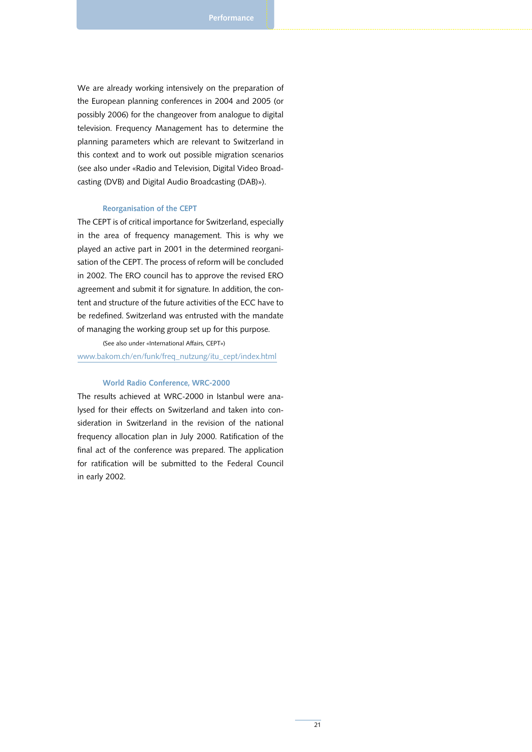We are already working intensively on the preparation of the European planning conferences in 2004 and 2005 (or possibly 2006) for the changeover from analogue to digital television. Frequency Management has to determine the planning parameters which are relevant to Switzerland in this context and to work out possible migration scenarios (see also under «Radio and Television, Digital Video Broadcasting (DVB) and Digital Audio Broadcasting (DAB)»).

### Reorganisation of the CEPT

The CEPT is of critical importance for Switzerland, especially in the area of frequency management. This is why we played an active part in 2001 in the determined reorganisation of the CEPT. The process of reform will be concluded in 2002. The ERO council has to approve the revised ERO agreement and submit it for signature. In addition, the content and structure of the future activities of the ECC have to be redefined. Switzerland was entrusted with the mandate of managing the working group set up for this purpose.

(See also under «International Affairs, CEPT»)

www.bakom.ch/en/funk/freq_nutzung/itu_cept/index.html

### World Radio Conference, WRC-2000

The results achieved at WRC-2000 in Istanbul were analysed for their effects on Switzerland and taken into consideration in Switzerland in the revision of the national frequency allocation plan in July 2000. Ratification of the final act of the conference was prepared. The application for ratification will be submitted to the Federal Council in early 2002.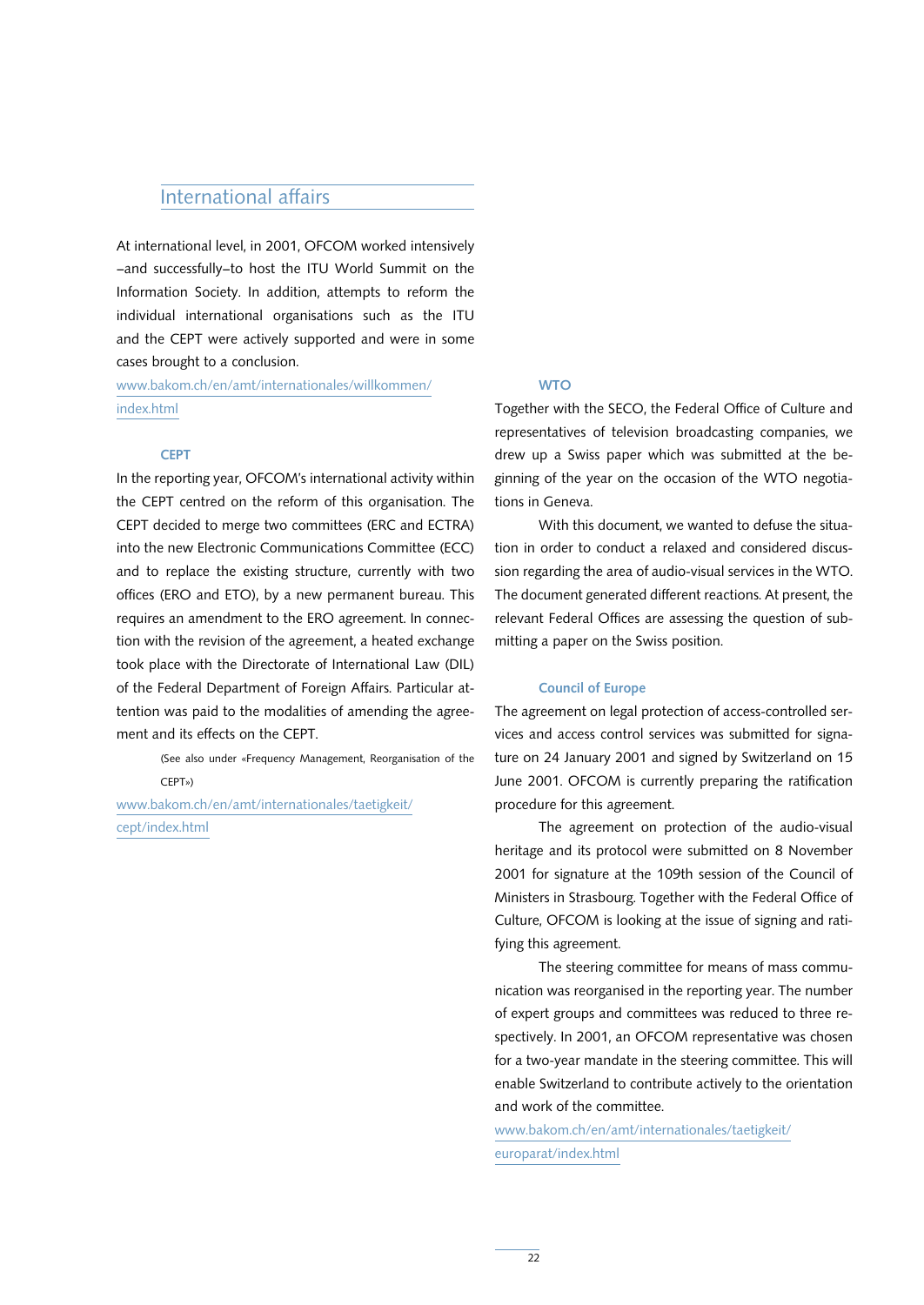## International affairs

At international level, in 2001, OFCOM worked intensively –and successfully–to host the ITU World Summit on the Information Society. In addition, attempts to reform the individual international organisations such as the ITU and the CEPT were actively supported and were in some cases brought to a conclusion.

www.bakom.ch/en/amt/internationales/willkommen/index.html

### CEPT

In the reporting year, OFCOM's international activity within the CEPT centred on the reform of this organisation. The CEPT decided to merge two committees (ERC and ECTRA) into the new Electronic Communications Committee (ECC) and to replace the existing structure, currently with two offices (ERO and ETO), by a new permanent bureau. This requires an amendment to the ERO agreement. In connection with the revision of the agreement, a heated exchange took place with the Directorate of International Law (DIL) of the Federal Department of Foreign Affairs. Particular attention was paid to the modalities of amending the agreement and its effects on the CEPT.

(See also under «Frequency Management, Reorganisation of the CEPT»)

www.bakom.ch/en/amt/internationales/taetigkeit/cept/index.html

### WTO

Together with the SECO, the Federal Office of Culture and representatives of television broadcasting companies, we drew up a Swiss paper which was submitted at the beginning of the year on the occasion of the WTO negotiations in Geneva.

With this document, we wanted to defuse the situation in order to conduct a relaxed and considered discussion regarding the area of audio-visual services in the WTO. The document generated different reactions. At present, the relevant Federal Offices are assessing the question of submitting a paper on the Swiss position.

### Council of Europe

The agreement on legal protection of access-controlled services and access control services was submitted for signature on 24 January 2001 and signed by Switzerland on 15 June 2001. OFCOM is currently preparing the ratification procedure for this agreement.

The agreement on protection of the audio-visual heritage and its protocol were submitted on 8 November 2001 for signature at the 109th session of the Council of Ministers in Strasbourg. Together with the Federal Office of Culture, OFCOM is looking at the issue of signing and ratifying this agreement.

The steering committee for means of mass communication was reorganised in the reporting year. The number of expert groups and committees was reduced to three respectively. In 2001, an OFCOM representative was chosen for a two-year mandate in the steering committee. This will enable Switzerland to contribute actively to the orientation and work of the committee.

www.bakom.ch/en/amt/internationales/taetigkeit/europarat/index.html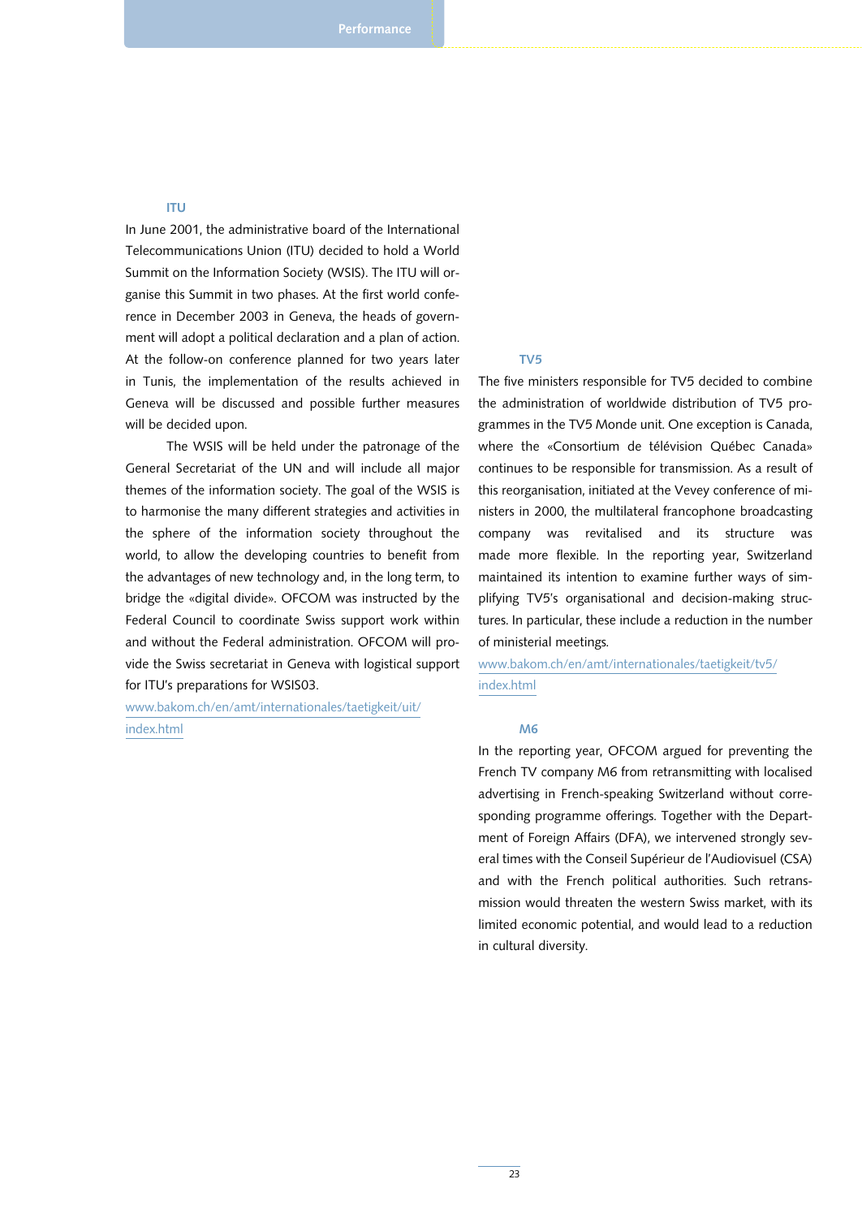### ITU

In June 2001, the administrative board of the International Telecommunications Union (ITU) decided to hold a World Summit on the Information Society (WSIS). The ITU will organise this Summit in two phases. At the first world conference in December 2003 in Geneva, the heads of government will adopt a political declaration and a plan of action. At the follow-on conference planned for two years later in Tunis, the implementation of the results achieved in Geneva will be discussed and possible further measures will be decided upon.

The WSIS will be held under the patronage of the General Secretariat of the UN and will include all major themes of the information society. The goal of the WSIS is to harmonise the many different strategies and activities in the sphere of the information society throughout the world, to allow the developing countries to benefit from the advantages of new technology and, in the long term, to bridge the «digital divide». OFCOM was instructed by the Federal Council to coordinate Swiss support work within and without the Federal administration. OFCOM will provide the Swiss secretariat in Geneva with logistical support for ITU's preparations for WSIS03.

www.bakom.ch/en/amt/internationales/taetigkeit/uit/index.html

### TV5

The five ministers responsible for TV5 decided to combine the administration of worldwide distribution of TV5 programmes in the TV5 Monde unit. One exception is Canada, where the «Consortium de télévision Québec Canada» continues to be responsible for transmission. As a result of this reorganisation, initiated at the Vevey conference of ministers in 2000, the multilateral francophone broadcasting company was revitalised and its structure was made more flexible. In the reporting year, Switzerland maintained its intention to examine further ways of simplifying TV5's organisational and decision-making structures. In particular, these include a reduction in the number of ministerial meetings.

www.bakom.ch/en/amt/internationales/taetigkeit/tv5/index.html

### M6

In the reporting year, OFCOM argued for preventing the French TV company M6 from retransmitting with localised advertising in French-speaking Switzerland without corresponding programme offerings. Together with the Department of Foreign Affairs (DFA), we intervened strongly several times with the Conseil Supérieur de l'Audiovisuel (CSA) and with the French political authorities. Such retransmission would threaten the western Swiss market, with its limited economic potential, and would lead to a reduction in cultural diversity.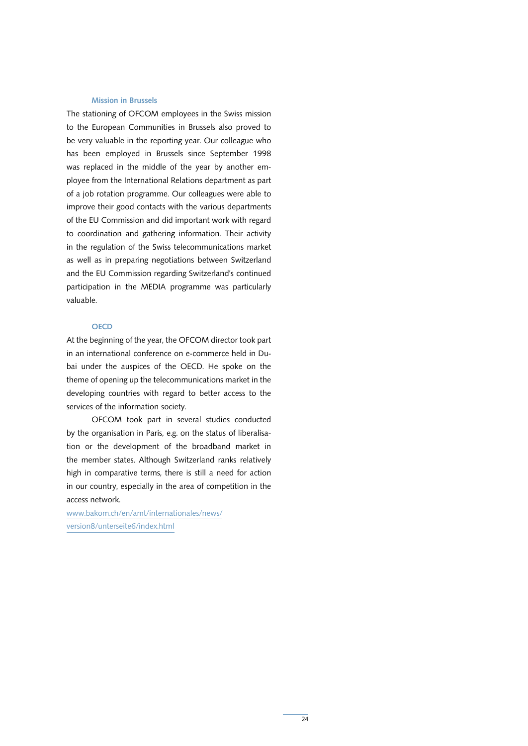### Mission in Brussels

The stationing of OFCOM employees in the Swiss mission to the European Communities in Brussels also proved to be very valuable in the reporting year. Our colleague who has been employed in Brussels since September 1998 was replaced in the middle of the year by another employee from the International Relations department as part of a job rotation programme. Our colleagues were able to improve their good contacts with the various departments of the EU Commission and did important work with regard to coordination and gathering information. Their activity in the regulation of the Swiss telecommunications market as well as in preparing negotiations between Switzerland and the EU Commission regarding Switzerland's continued participation in the MEDIA programme was particularly valuable.

### OECD

At the beginning of the year, the OFCOM director took part in an international conference on e-commerce held in Dubai under the auspices of the OECD. He spoke on the theme of opening up the telecommunications market in the developing countries with regard to better access to the services of the information society.

OFCOM took part in several studies conducted by the organisation in Paris, e.g. on the status of liberalisation or the development of the broadband market in the member states. Although Switzerland ranks relatively high in comparative terms, there is still a need for action in our country, especially in the area of competition in the access network.

www.bakom.ch/en/amt/internationales/news/version8/unterseite6/index.html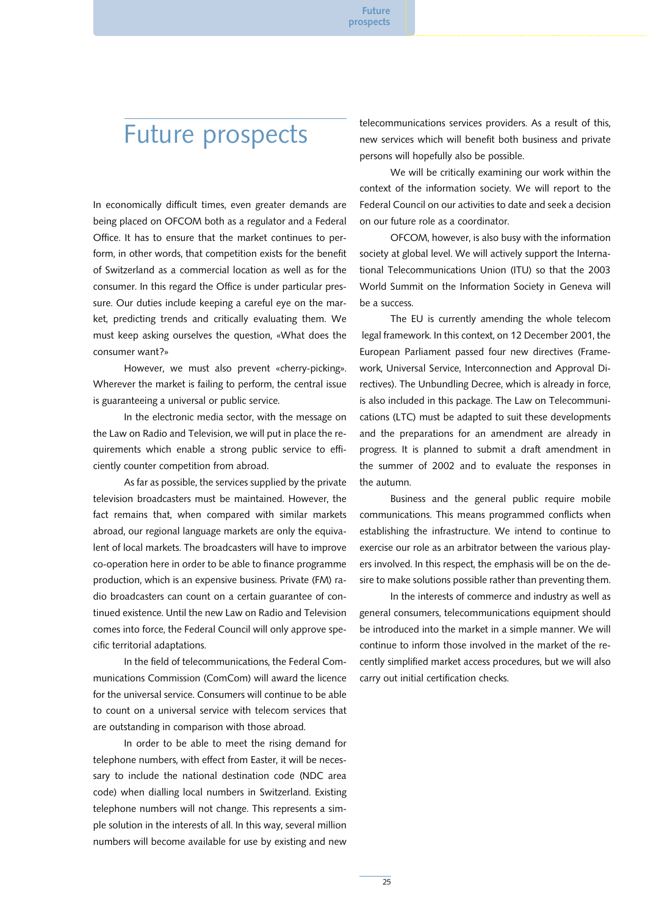# Future prospects

In economically difficult times, even greater demands are being placed on OFCOM both as a regulator and a Federal Office. It has to ensure that the market continues to perform, in other words, that competition exists for the benefit of Switzerland as a commercial location as well as for the consumer. In this regard the Office is under particular pressure. Our duties include keeping a careful eye on the market, predicting trends and critically evaluating them. We must keep asking ourselves the question, «What does the consumer want?»

However, we must also prevent «cherry-picking». Wherever the market is failing to perform, the central issue is guaranteeing a universal or public service.

In the electronic media sector, with the message on the Law on Radio and Television, we will put in place the requirements which enable a strong public service to efficiently counter competition from abroad.

As far as possible, the services supplied by the private television broadcasters must be maintained. However, the fact remains that, when compared with similar markets abroad, our regional language markets are only the equivalent of local markets. The broadcasters will have to improve co-operation here in order to be able to finance programme production, which is an expensive business. Private (FM) radio broadcasters can count on a certain guarantee of continued existence. Until the new Law on Radio and Television comes into force, the Federal Council will only approve specific territorial adaptations.

In the field of telecommunications, the Federal Communications Commission (ComCom) will award the licence for the universal service. Consumers will continue to be able to count on a universal service with telecom services that are outstanding in comparison with those abroad.

In order to be able to meet the rising demand for telephone numbers, with effect from Easter, it will be necessary to include the national destination code (NDC area code) when dialling local numbers in Switzerland. Existing telephone numbers will not change. This represents a simple solution in the interests of all. In this way, several million numbers will become available for use by existing and new telecommunications services providers. As a result of this, new services which will benefit both business and private persons will hopefully also be possible.

We will be critically examining our work within the context of the information society. We will report to the Federal Council on our activities to date and seek a decision on our future role as a coordinator.

OFCOM, however, is also busy with the information society at global level. We will actively support the International Telecommunications Union (ITU) so that the 2003 World Summit on the Information Society in Geneva will be a success.

The EU is currently amending the whole telecom legal framework. In this context, on 12 December 2001, the European Parliament passed four new directives (Framework, Universal Service, Interconnection and Approval Directives). The Unbundling Decree, which is already in force, is also included in this package. The Law on Telecommunications (LTC) must be adapted to suit these developments and the preparations for an amendment are already in progress. It is planned to submit a draft amendment in the summer of 2002 and to evaluate the responses in the autumn.

Business and the general public require mobile communications. This means programmed conflicts when establishing the infrastructure. We intend to continue to exercise our role as an arbitrator between the various players involved. In this respect, the emphasis will be on the desire to make solutions possible rather than preventing them.

In the interests of commerce and industry as well as general consumers, telecommunications equipment should be introduced into the market in a simple manner. We will continue to inform those involved in the market of the recently simplified market access procedures, but we will also carry out initial certification checks.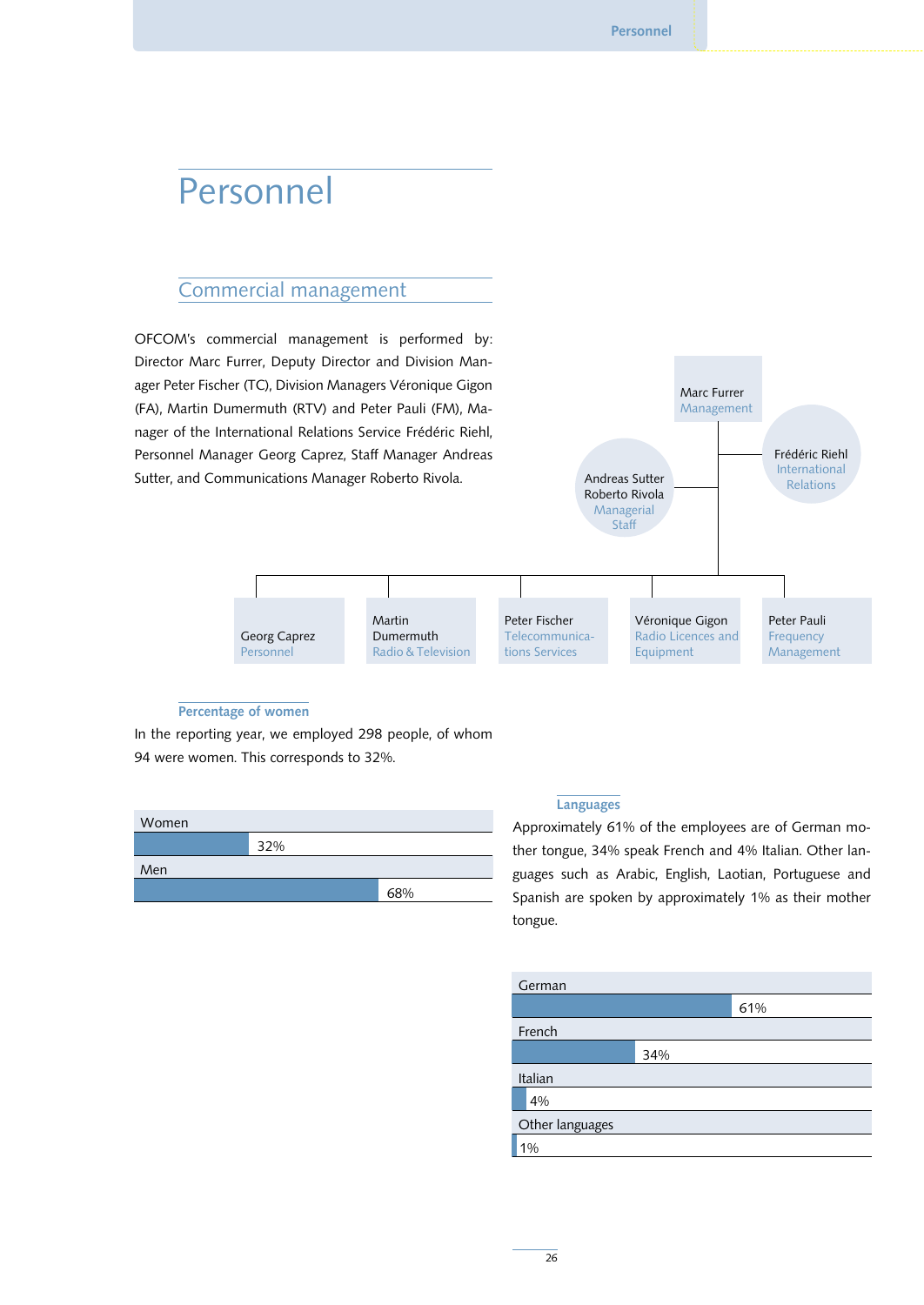# Personnel

## Commercial management

OFCOM's commercial management is performed by: Director Marc Furrer, Deputy Director and Division Manager Peter Fischer (TC), Division Managers Véronique Gigon (FA), Martin Dumermuth (RTV) and Peter Pauli (FM), Manager of the International Relations Service Frédéric Riehl, Personnel Manager Georg Caprez, Staff Manager Andreas Sutter, and Communications Manager Roberto Rivola.

Marc Furrer
Management

Frédéric Riehl
International Relations

Andreas Sutter
Roberto Rivola
Managerial Staff

Georg Caprez
Personnel

Martin Dumermuth
Radio & Television

Peter Fischer
Telecommunications Services

Véronique Gigon
Radio Licences and Equipment

Peter Pauli
Frequency Management

### Percentage of women

In the reporting year, we employed 298 people, of whom 94 were women. This corresponds to 32%.

| | |
|---|---|
| Women | 32% |
| Men | 68% |

### Languages

Approximately 61% of the employees are of German mother tongue, 34% speak French and 4% Italian. Other languages such as Arabic, English, Laotian, Portuguese and Spanish are spoken by approximately 1% as their mother tongue.

| | |
|---|---|
| German | 61% |
| French | 34% |
| Italian | 4% |
| Other languages | 1% |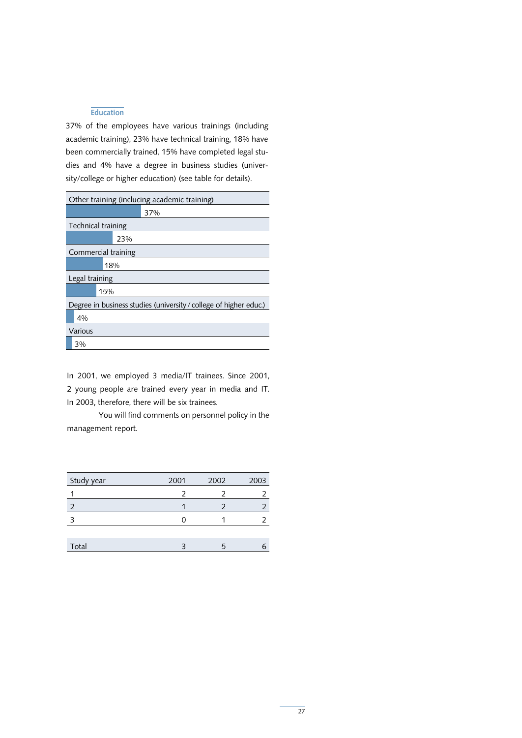## Education

37% of the employees have various trainings (including academic training), 23% have technical training, 18% have been commercially trained, 15% have completed legal studies and 4% have a degree in business studies (university/college or higher education) (see table for details).

| Training | Share |
|---|---|
| Other training (inclucing academic training) | 37% |
| Technical training | 23% |
| Commercial training | 18% |
| Legal training | 15% |
| Degree in business studies (university / college of higher educ.) | 4% |
| Various | 3% |

In 2001, we employed 3 media/IT trainees. Since 2001, 2 young people are trained every year in media and IT. In 2003, therefore, there will be six trainees.

You will find comments on personnel policy in the management report.

| Study year | 2001 | 2002 | 2003 |
|---|---|---|---|
| 1 | 2 | 2 | 2 |
| 2 | 1 | 2 | 2 |
| 3 | 0 | 1 | 2 |
| Total | 3 | 5 | 6 |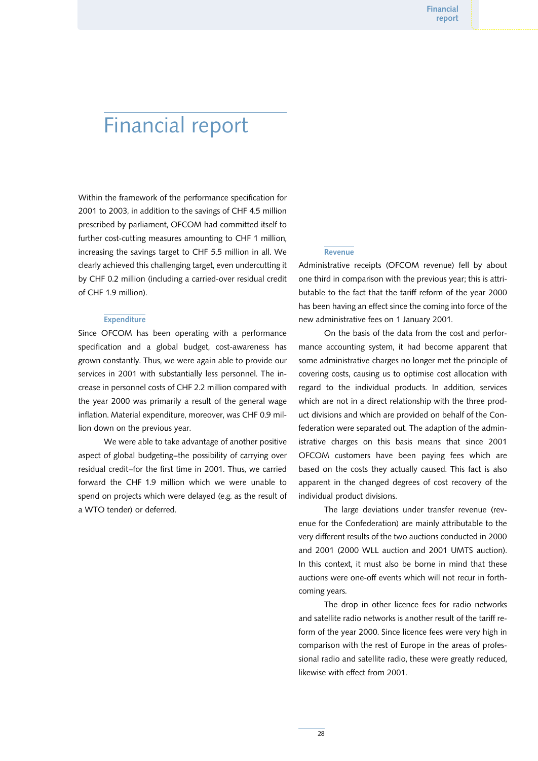# Financial report

Within the framework of the performance specification for 2001 to 2003, in addition to the savings of CHF 4.5 million prescribed by parliament, OFCOM had committed itself to further cost-cutting measures amounting to CHF 1 million, increasing the savings target to CHF 5.5 million in all. We clearly achieved this challenging target, even undercutting it by CHF 0.2 million (including a carried-over residual credit of CHF 1.9 million).

### Expenditure

Since OFCOM has been operating with a performance specification and a global budget, cost-awareness has grown constantly. Thus, we were again able to provide our services in 2001 with substantially less personnel. The increase in personnel costs of CHF 2.2 million compared with the year 2000 was primarily a result of the general wage inflation. Material expenditure, moreover, was CHF 0.9 million down on the previous year.

We were able to take advantage of another positive aspect of global budgeting–the possibility of carrying over residual credit–for the first time in 2001. Thus, we carried forward the CHF 1.9 million which we were unable to spend on projects which were delayed (e.g. as the result of a WTO tender) or deferred.

### Revenue

Administrative receipts (OFCOM revenue) fell by about one third in comparison with the previous year; this is attributable to the fact that the tariff reform of the year 2000 has been having an effect since the coming into force of the new administrative fees on 1 January 2001.

On the basis of the data from the cost and performance accounting system, it had become apparent that some administrative charges no longer met the principle of covering costs, causing us to optimise cost allocation with regard to the individual products. In addition, services which are not in a direct relationship with the three product divisions and which are provided on behalf of the Confederation were separated out. The adaption of the administrative charges on this basis means that since 2001 OFCOM customers have been paying fees which are based on the costs they actually caused. This fact is also apparent in the changed degrees of cost recovery of the individual product divisions.

The large deviations under transfer revenue (revenue for the Confederation) are mainly attributable to the very different results of the two auctions conducted in 2000 and 2001 (2000 WLL auction and 2001 UMTS auction). In this context, it must also be borne in mind that these auctions were one-off events which will not recur in forthcoming years.

The drop in other licence fees for radio networks and satellite radio networks is another result of the tariff reform of the year 2000. Since licence fees were very high in comparison with the rest of Europe in the areas of professional radio and satellite radio, these were greatly reduced, likewise with effect from 2001.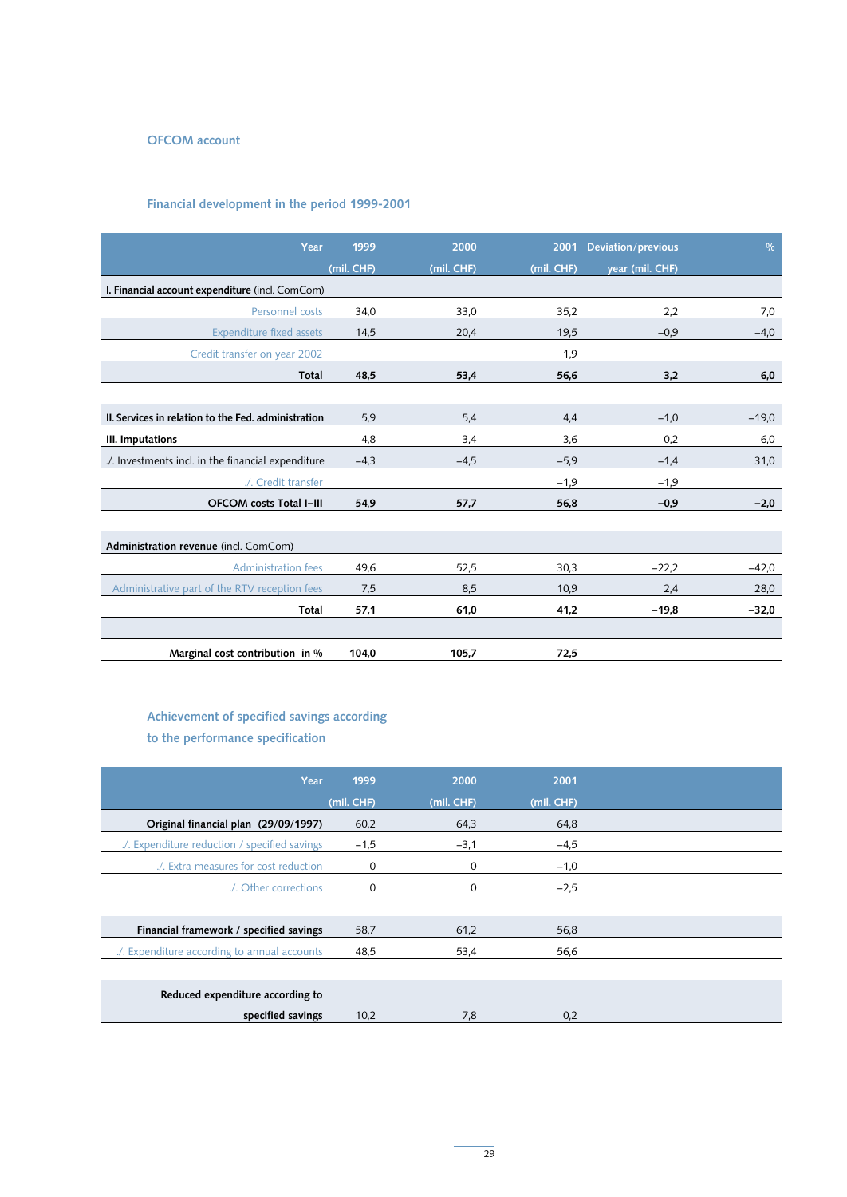## OFCOM account

### Financial development in the period 1999-2001

| Year | 1999 (mil. CHF) | 2000 (mil. CHF) | 2001 (mil. CHF) | Deviation/previous year (mil. CHF) | % |
|---|---|---|---|---|---|
| **I. Financial account expenditure** (incl. ComCom) | | | | | |
| Personnel costs | 34,0 | 33,0 | 35,2 | 2,2 | 7,0 |
| Expenditure fixed assets | 14,5 | 20,4 | 19,5 | –0,9 | –4,0 |
| Credit transfer on year 2002 | | | 1,9 | | |
| **Total** | **48,5** | **53,4** | **56,6** | **3,2** | **6,0** |
| | | | | | |
| **II. Services in relation to the Fed. administration** | 5,9 | 5,4 | 4,4 | –1,0 | –19,0 |
| **III. Imputations** | 4,8 | 3,4 | 3,6 | 0,2 | 6,0 |
| ./. Investments incl. in the financial expenditure | –4,3 | –4,5 | –5,9 | –1,4 | 31,0 |
| ./. Credit transfer | | | –1,9 | –1,9 | |
| **OFCOM costs Total I–III** | **54,9** | **57,7** | **56,8** | **–0,9** | **–2,0** |
| | | | | | |
| **Administration revenue** (incl. ComCom) | | | | | |
| Administration fees | 49,6 | 52,5 | 30,3 | –22,2 | –42,0 |
| Administrative part of the RTV reception fees | 7,5 | 8,5 | 10,9 | 2,4 | 28,0 |
| **Total** | **57,1** | **61,0** | **41,2** | **–19,8** | **–32,0** |
| | | | | | |
| **Marginal cost contribution in %** | **104,0** | **105,7** | **72,5** | | |

### Achievement of specified savings according to the performance specification

| Year | 1999 (mil. CHF) | 2000 (mil. CHF) | 2001 (mil. CHF) |
|---|---|---|---|
| **Original financial plan (29/09/1997)** | 60,2 | 64,3 | 64,8 |
| ./. Expenditure reduction / specified savings | –1,5 | –3,1 | –4,5 |
| ./. Extra measures for cost reduction | 0 | 0 | –1,0 |
| ./. Other corrections | 0 | 0 | –2,5 |
| | | | |
| **Financial framework / specified savings** | 58,7 | 61,2 | 56,8 |
| ./. Expenditure according to annual accounts | 48,5 | 53,4 | 56,6 |
| | | | |
| **Reduced expenditure according to specified savings** | 10,2 | 7,8 | 0,2 |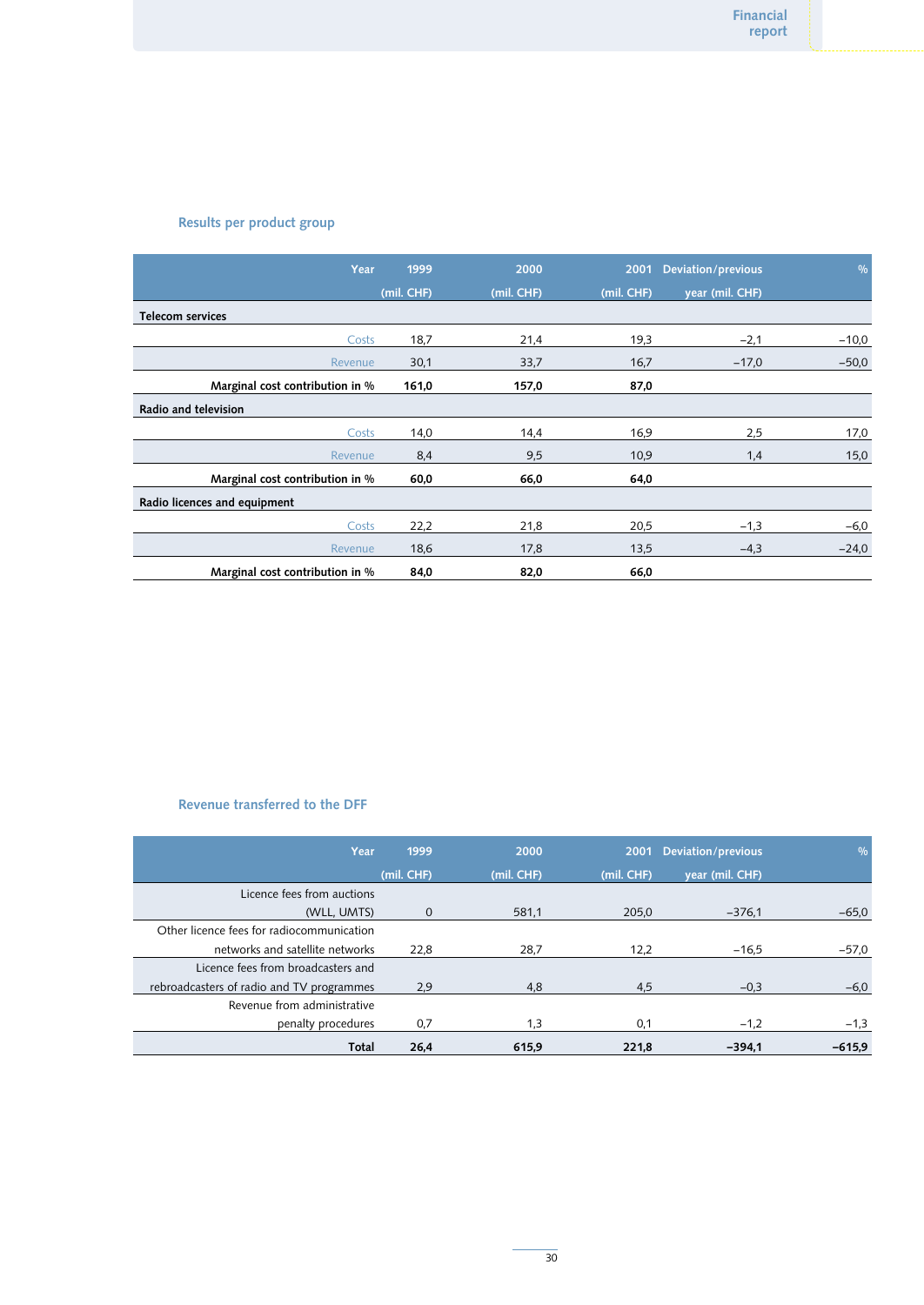## Results per product group

| Year | 1999 (mil. CHF) | 2000 (mil. CHF) | 2001 (mil. CHF) | Deviation/previous year (mil. CHF) | % |
|---|---|---|---|---|---|
| **Telecom services** | | | | | |
| Costs | 18,7 | 21,4 | 19,3 | –2,1 | –10,0 |
| Revenue | 30,1 | 33,7 | 16,7 | –17,0 | –50,0 |
| **Marginal cost contribution in %** | **161,0** | **157,0** | **87,0** | | |
| **Radio and television** | | | | | |
| Costs | 14,0 | 14,4 | 16,9 | 2,5 | 17,0 |
| Revenue | 8,4 | 9,5 | 10,9 | 1,4 | 15,0 |
| **Marginal cost contribution in %** | **60,0** | **66,0** | **64,0** | | |
| **Radio licences and equipment** | | | | | |
| Costs | 22,2 | 21,8 | 20,5 | –1,3 | –6,0 |
| Revenue | 18,6 | 17,8 | 13,5 | –4,3 | –24,0 |
| **Marginal cost contribution in %** | **84,0** | **82,0** | **66,0** | | |

## Revenue transferred to the DFF

| Year | 1999 (mil. CHF) | 2000 (mil. CHF) | 2001 (mil. CHF) | Deviation/previous year (mil. CHF) | % |
|---|---|---|---|---|---|
| Licence fees from auctions (WLL, UMTS) | 0 | 581,1 | 205,0 | –376,1 | –65,0 |
| Other licence fees for radiocommunication networks and satellite networks | 22,8 | 28,7 | 12,2 | –16,5 | –57,0 |
| Licence fees from broadcasters and rebroadcasters of radio and TV programmes | 2,9 | 4,8 | 4,5 | –0,3 | –6,0 |
| Revenue from administrative penalty procedures | 0,7 | 1,3 | 0,1 | –1,2 | –1,3 |
| **Total** | **26,4** | **615,9** | **221,8** | **–394,1** | **–615,9** |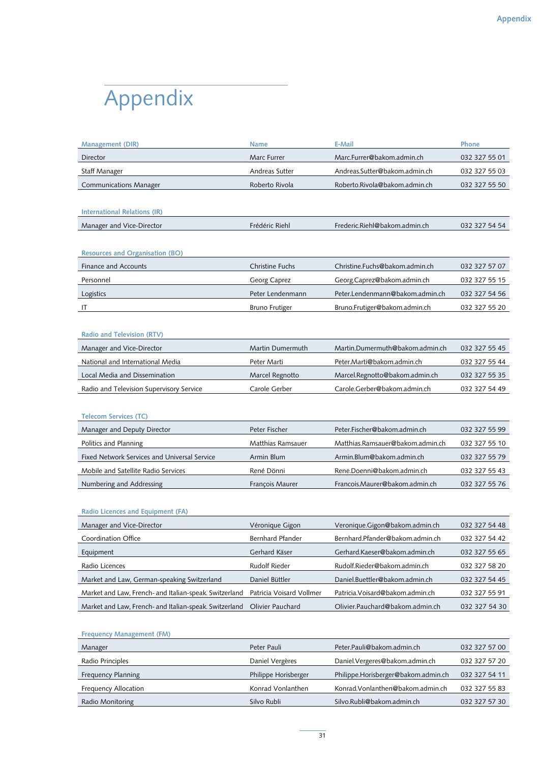# Appendix

| Management (DIR) | Name | E-Mail | Phone |
|---|---|---|---|
| Director | Marc Furrer | Marc.Furrer@bakom.admin.ch | 032 327 55 01 |
| Staff Manager | Andreas Sutter | Andreas.Sutter@bakom.admin.ch | 032 327 55 03 |
| Communications Manager | Roberto Rivola | Roberto.Rivola@bakom.admin.ch | 032 327 55 50 |

| International Relations (IR) | | | |
|---|---|---|---|
| Manager and Vice-Director | Frédéric Riehl | Frederic.Riehl@bakom.admin.ch | 032 327 54 54 |

| Resources and Organisation (BO) | | | |
|---|---|---|---|
| Finance and Accounts | Christine Fuchs | Christine.Fuchs@bakom.admin.ch | 032 327 57 07 |
| Personnel | Georg Caprez | Georg.Caprez@bakom.admin.ch | 032 327 55 15 |
| Logistics | Peter Lendenmann | Peter.Lendenmann@bakom.admin.ch | 032 327 54 56 |
| IT | Bruno Frutiger | Bruno.Frutiger@bakom.admin.ch | 032 327 55 20 |

| Radio and Television (RTV) | | | |
|---|---|---|---|
| Manager and Vice-Director | Martin Dumermuth | Martin.Dumermuth@bakom.admin.ch | 032 327 55 45 |
| National and International Media | Peter Marti | Peter.Marti@bakom.admin.ch | 032 327 55 44 |
| Local Media and Dissemination | Marcel Regnotto | Marcel.Regnotto@bakom.admin.ch | 032 327 55 35 |
| Radio and Television Supervisory Service | Carole Gerber | Carole.Gerber@bakom.admin.ch | 032 327 54 49 |

| Telecom Services (TC) | | | |
|---|---|---|---|
| Manager and Deputy Director | Peter Fischer | Peter.Fischer@bakom.admin.ch | 032 327 55 99 |
| Politics and Planning | Matthias Ramsauer | Matthias.Ramsauer@bakom.admin.ch | 032 327 55 10 |
| Fixed Network Services and Universal Service | Armin Blum | Armin.Blum@bakom.admin.ch | 032 327 55 79 |
| Mobile and Satellite Radio Services | René Dönni | Rene.Doenni@bakom.admin.ch | 032 327 55 43 |
| Numbering and Addressing | François Maurer | Francois.Maurer@bakom.admin.ch | 032 327 55 76 |

| Radio Licences and Equipment (FA) | | | |
|---|---|---|---|
| Manager and Vice-Director | Véronique Gigon | Veronique.Gigon@bakom.admin.ch | 032 327 54 48 |
| Coordination Office | Bernhard Pfander | Bernhard.Pfander@bakom.admin.ch | 032 327 54 42 |
| Equipment | Gerhard Käser | Gerhard.Kaeser@bakom.admin.ch | 032 327 55 65 |
| Radio Licences | Rudolf Rieder | Rudolf.Rieder@bakom.admin.ch | 032 327 58 20 |
| Market and Law, German-speaking Switzerland | Daniel Büttler | Daniel.Buettler@bakom.admin.ch | 032 327 54 45 |
| Market and Law, French- and Italian-speak. Switzerland | Patricia Voisard Vollmer | Patricia.Voisard@bakom.admin.ch | 032 327 55 91 |
| Market and Law, French- and Italian-speak. Switzerland | Olivier Pauchard | Olivier.Pauchard@bakom.admin.ch | 032 327 54 30 |

| Frequency Management (FM) | | | |
|---|---|---|---|
| Manager | Peter Pauli | Peter.Pauli@bakom.admin.ch | 032 327 57 00 |
| Radio Principles | Daniel Vergères | Daniel.Vergeres@bakom.admin.ch | 032 327 57 20 |
| Frequency Planning | Philippe Horisberger | Philippe.Horisberger@bakom.admin.ch | 032 327 54 11 |
| Frequency Allocation | Konrad Vonlanthen | Konrad.Vonlanthen@bakom.admin.ch | 032 327 55 83 |
| Radio Monitoring | Silvo Rubli | Silvo.Rubli@bakom.admin.ch | 032 327 57 30 |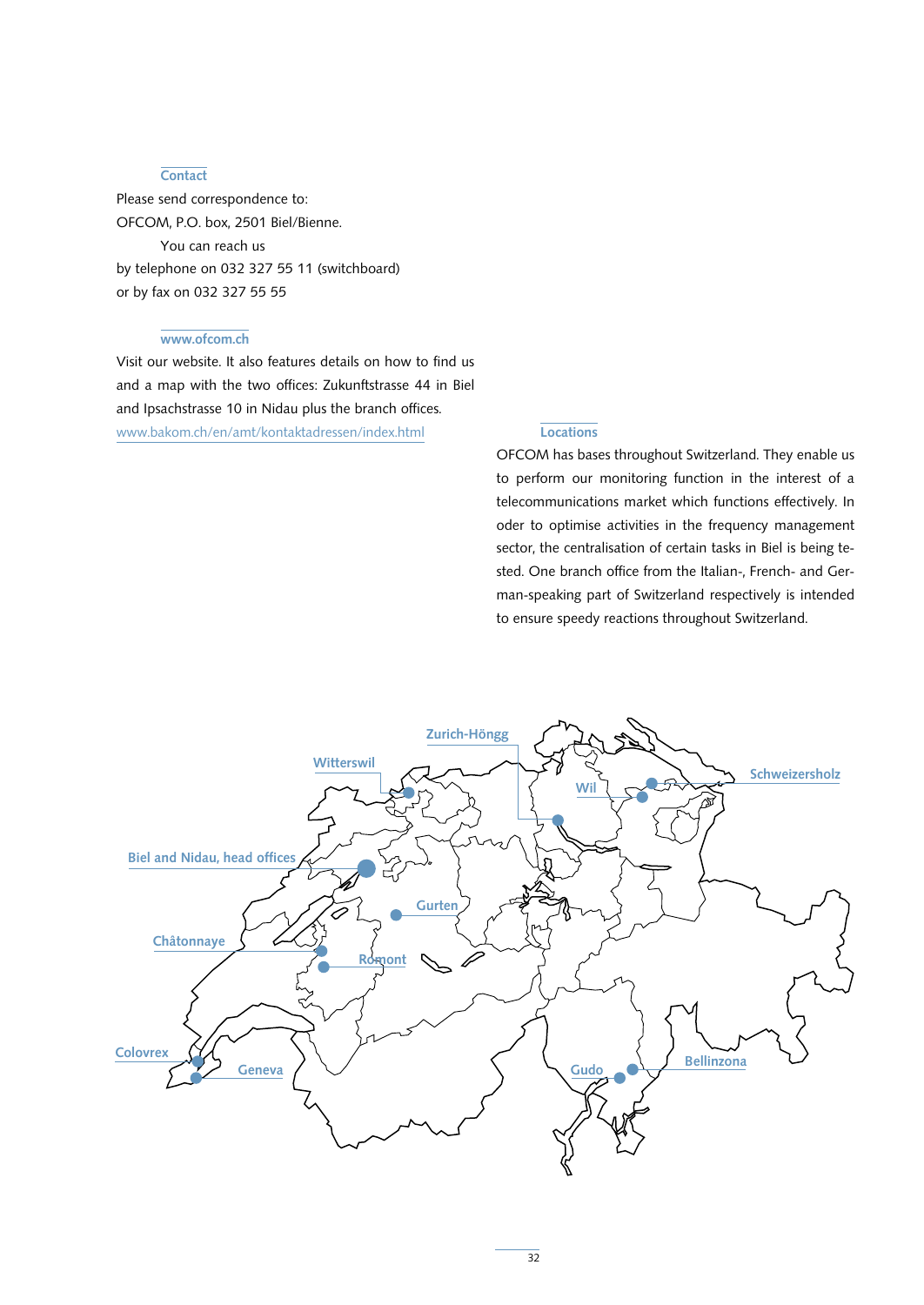## Contact

Please send correspondence to:
OFCOM, P.O. box, 2501 Biel/Bienne.

You can reach us
by telephone on 032 327 55 11 (switchboard)
or by fax on 032 327 55 55

## www.ofcom.ch

Visit our website. It also features details on how to find us and a map with the two offices: Zukunftstrasse 44 in Biel and Ipsachstrasse 10 in Nidau plus the branch offices.
www.bakom.ch/en/amt/kontaktadressen/index.html

## Locations

OFCOM has bases throughout Switzerland. They enable us to perform our monitoring function in the interest of a telecommunications market which functions effectively. In oder to optimise activities in the frequency management sector, the centralisation of certain tasks in Biel is being tested. One branch office from the Italian-, French- and German-speaking part of Switzerland respectively is intended to ensure speedy reactions throughout Switzerland.

Zurich-Höngg
Witterswil
Schweizersholz
Wil
Biel and Nidau, head offices
Gurten
Châtonnaye
Romont
Colovrex
Geneva
Gudo
Bellinzona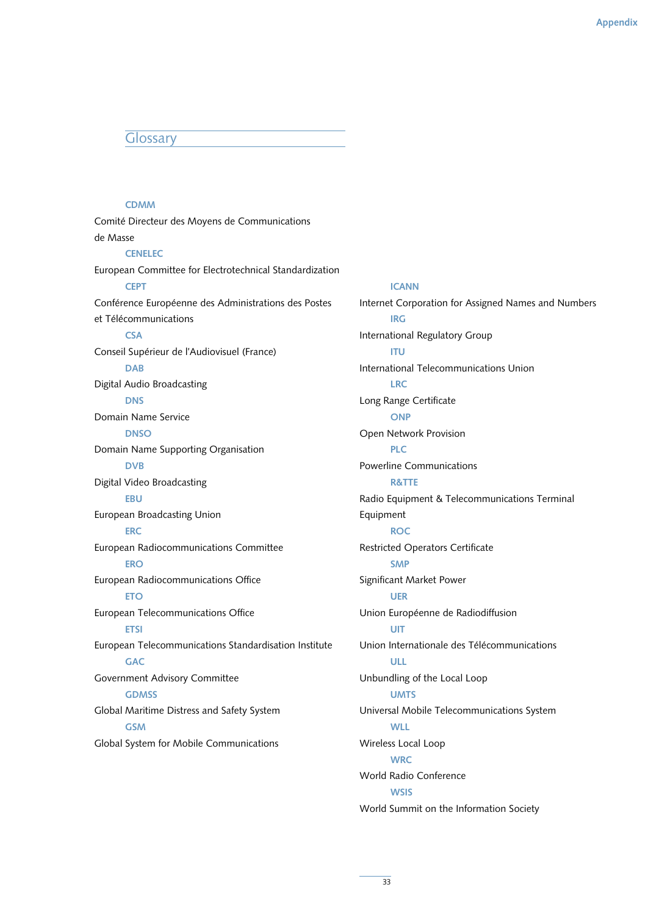## Glossary

**CDMM**
Comité Directeur des Moyens de Communications de Masse

**CENELEC**
European Committee for Electrotechnical Standardization

**CEPT**
Conférence Européenne des Administrations des Postes et Télécommunications

**CSA**
Conseil Supérieur de l'Audiovisuel (France)

**DAB**
Digital Audio Broadcasting

**DNS**
Domain Name Service

**DNSO**
Domain Name Supporting Organisation

**DVB**
Digital Video Broadcasting

**EBU**
European Broadcasting Union

**ERC**
European Radiocommunications Committee

**ERO**
European Radiocommunications Office

**ETO**
European Telecommunications Office

**ETSI**
European Telecommunications Standardisation Institute

**GAC**
Government Advisory Committee

**GDMSS**
Global Maritime Distress and Safety System

**GSM**
Global System for Mobile Communications

**ICANN**
Internet Corporation for Assigned Names and Numbers

**IRG**
International Regulatory Group

**ITU**
International Telecommunications Union

**LRC**
Long Range Certificate

**ONP**
Open Network Provision

**PLC**
Powerline Communications

**R&TTE**
Radio Equipment & Telecommunications Terminal Equipment

**ROC**
Restricted Operators Certificate

**SMP**
Significant Market Power

**UER**
Union Européenne de Radiodiffusion

**UIT**
Union Internationale des Télécommunications

**ULL**
Unbundling of the Local Loop

**UMTS**
Universal Mobile Telecommunications System

**WLL**
Wireless Local Loop

**WRC**
World Radio Conference

**WSIS**
World Summit on the Information Society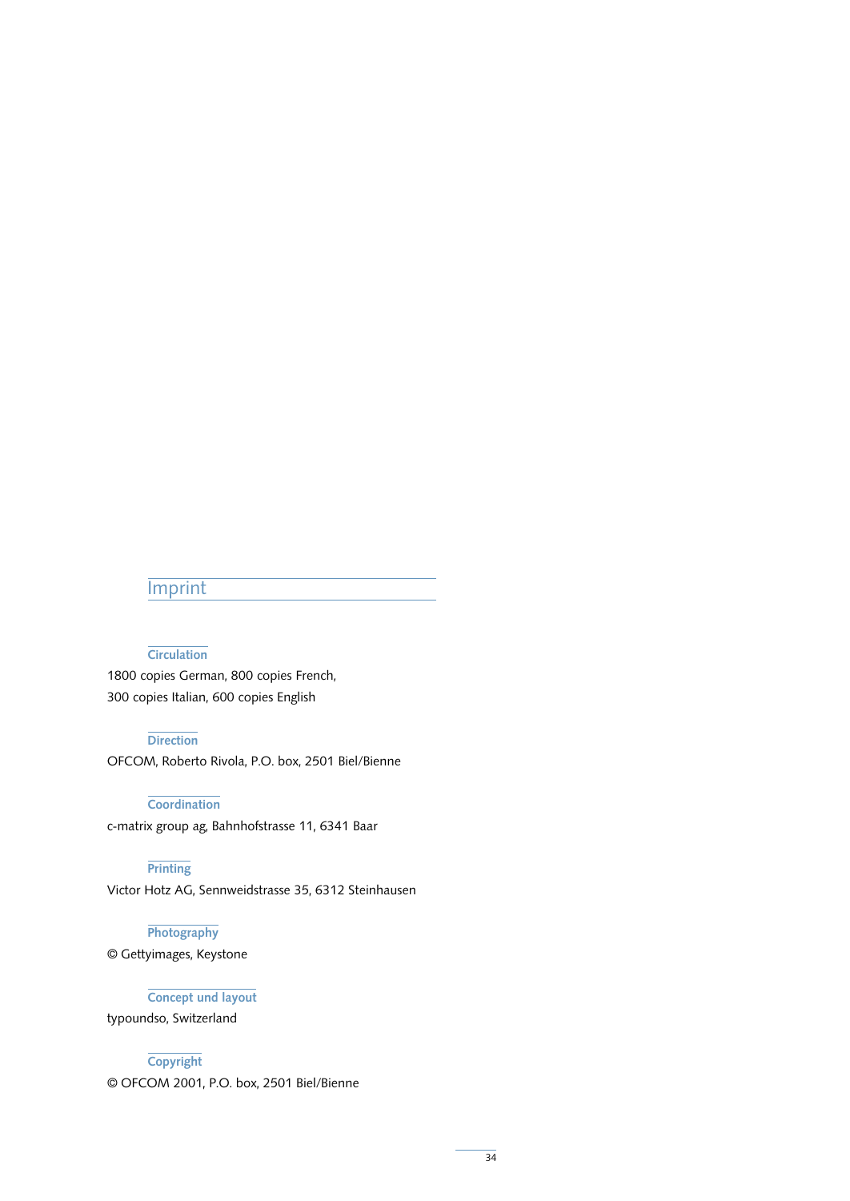## Imprint

### Circulation

1800 copies German, 800 copies French,
300 copies Italian, 600 copies English

### Direction

OFCOM, Roberto Rivola, P.O. box, 2501 Biel/Bienne

### Coordination

c-matrix group ag, Bahnhofstrasse 11, 6341 Baar

### Printing

Victor Hotz AG, Sennweidstrasse 35, 6312 Steinhausen

### Photography

© Gettyimages, Keystone

### Concept und layout

typoundso, Switzerland

### Copyright

© OFCOM 2001, P.O. box, 2501 Biel/Bienne